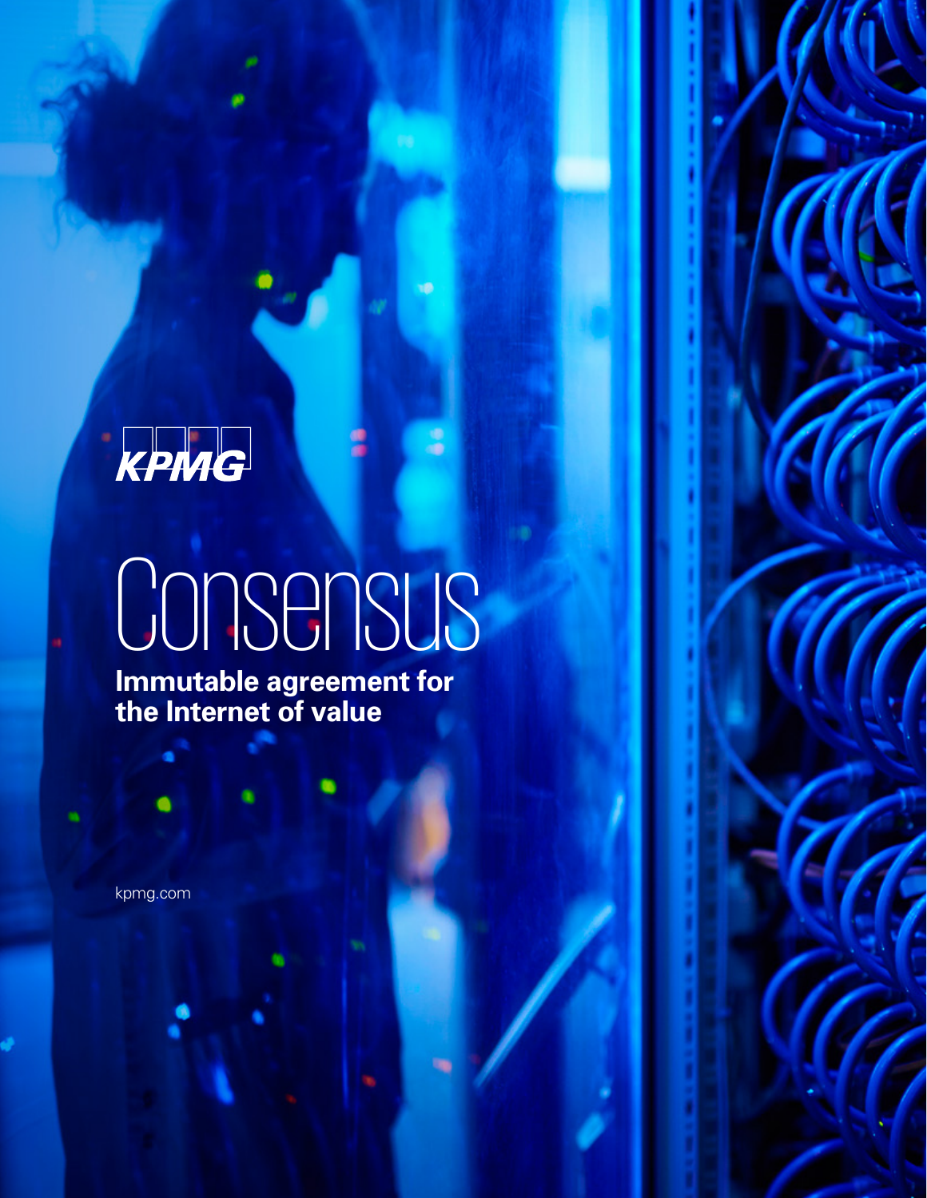KPMG

# Consensus

**Immutable agreement for the Internet of value**

kpmg.com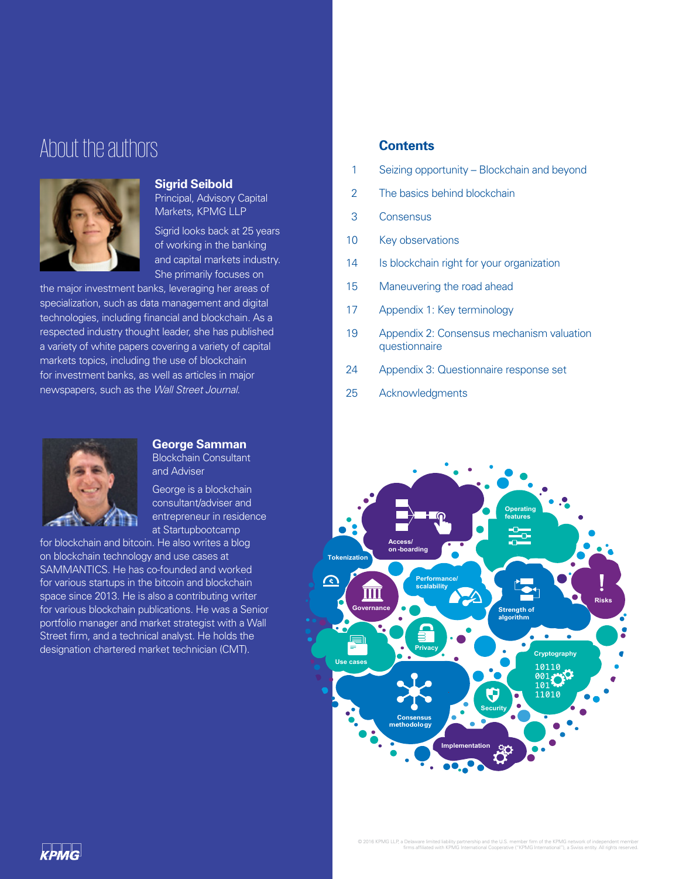# About the authors

### Sigrid Seibold

Principal, Advisory Capital Markets, KPMG LLP

Sigrid looks back at 25 years of working in the banking and capital markets industry. She primarily focuses on the major investment banks, leveraging her areas of specialization, such as data management and digital technologies, including financial and blockchain. As a respected industry thought leader, she has published a variety of white papers covering a variety of capital markets topics, including the use of blockchain for investment banks, as well as articles in major newspapers, such as the *Wall Street Journal*.

### George Samman

Blockchain Consultant and Adviser

George is a blockchain consultant/adviser and entrepreneur in residence at Startupbootcamp for blockchain and bitcoin. He also writes a blog on blockchain technology and use cases at SAMMANTICS. He has co-founded and worked for various startups in the bitcoin and blockchain space since 2013. He is also a contributing writer for various blockchain publications. He was a Senior portfolio manager and market strategist with a Wall Street firm, and a technical analyst. He holds the designation chartered market technician (CMT).

## Contents

| | |
|---|---|
| 1 | Seizing opportunity – Blockchain and beyond |
| 2 | The basics behind blockchain |
| 3 | Consensus |
| 10 | Key observations |
| 14 | Is blockchain right for your organization |
| 15 | Maneuvering the road ahead |
| 17 | Appendix 1: Key terminology |
| 19 | Appendix 2: Consensus mechanism valuation questionnaire |
| 24 | Appendix 3: Questionnaire response set |
| 25 | Acknowledgments |

© 2016 KPMG LLP, a Delaware limited liability partnership and the U.S. member firm of the KPMG network of independent member firms affiliated with KPMG International Cooperative ("KPMG International"), a Swiss entity. All rights reserved.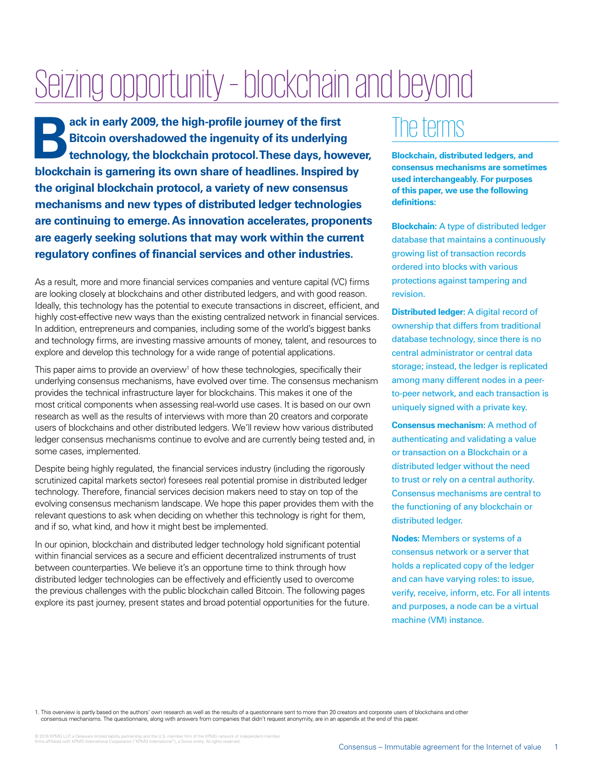# Seizing opportunity – blockchain and beyond

**Back in early 2009, the high-profile journey of the first Bitcoin overshadowed the ingenuity of its underlying technology, the blockchain protocol. These days, however, blockchain is garnering its own share of headlines. Inspired by the original blockchain protocol, a variety of new consensus mechanisms and new types of distributed ledger technologies are continuing to emerge. As innovation accelerates, proponents are eagerly seeking solutions that may work within the current regulatory confines of financial services and other industries.**

As a result, more and more financial services companies and venture capital (VC) firms are looking closely at blockchains and other distributed ledgers, and with good reason. Ideally, this technology has the potential to execute transactions in discreet, efficient, and highly cost-effective new ways than the existing centralized network in financial services. In addition, entrepreneurs and companies, including some of the world's biggest banks and technology firms, are investing massive amounts of money, talent, and resources to explore and develop this technology for a wide range of potential applications.

This paper aims to provide an overview[1] of how these technologies, specifically their underlying consensus mechanisms, have evolved over time. The consensus mechanism provides the technical infrastructure layer for blockchains. This makes it one of the most critical components when assessing real-world use cases. It is based on our own research as well as the results of interviews with more than 20 creators and corporate users of blockchains and other distributed ledgers. We'll review how various distributed ledger consensus mechanisms continue to evolve and are currently being tested and, in some cases, implemented.

Despite being highly regulated, the financial services industry (including the rigorously scrutinized capital markets sector) foresees real potential promise in distributed ledger technology. Therefore, financial services decision makers need to stay on top of the evolving consensus mechanism landscape. We hope this paper provides them with the relevant questions to ask when deciding on whether this technology is right for them, and if so, what kind, and how it might best be implemented.

In our opinion, blockchain and distributed ledger technology hold significant potential within financial services as a secure and efficient decentralized instruments of trust between counterparties. We believe it's an opportune time to think through how distributed ledger technologies can be effectively and efficiently used to overcome the previous challenges with the public blockchain called Bitcoin. The following pages explore its past journey, present states and broad potential opportunities for the future.

## The terms

**Blockchain, distributed ledgers, and consensus mechanisms are sometimes used interchangeably. For purposes of this paper, we use the following definitions:**

**Blockchain:** A type of distributed ledger database that maintains a continuously growing list of transaction records ordered into blocks with various protections against tampering and revision.

**Distributed ledger:** A digital record of ownership that differs from traditional database technology, since there is no central administrator or central data storage; instead, the ledger is replicated among many different nodes in a peer-to-peer network, and each transaction is uniquely signed with a private key.

**Consensus mechanism:** A method of authenticating and validating a value or transaction on a Blockchain or a distributed ledger without the need to trust or rely on a central authority. Consensus mechanisms are central to the functioning of any blockchain or distributed ledger.

**Nodes:** Members or systems of a consensus network or a server that holds a replicated copy of the ledger and can have varying roles: to issue, verify, receive, inform, etc. For all intents and purposes, a node can be a virtual machine (VM) instance.

1. This overview is partly based on the authors' own research as well as the results of a questionnaire sent to more than 20 creators and corporate users of blockchains and other consensus mechanisms. The questionnaire, along with answers from companies that didn't request anonymity, are in an appendix at the end of this paper.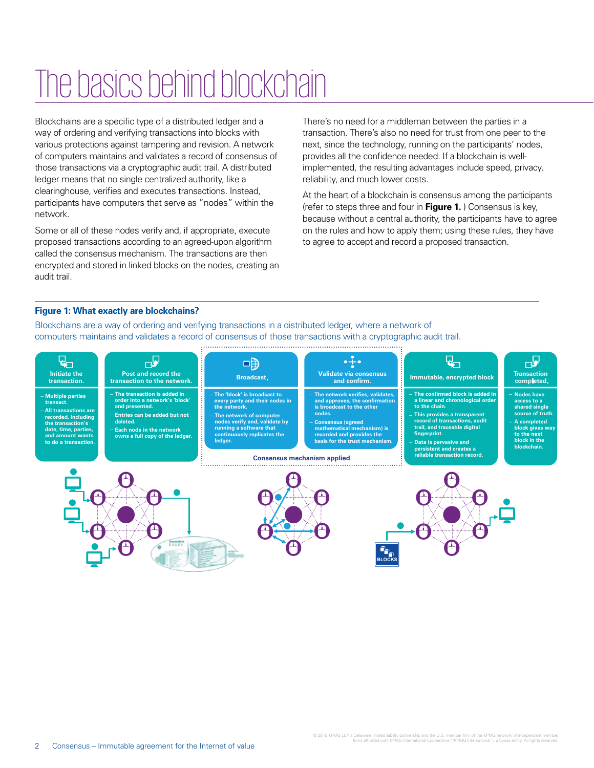# The basics behind blockchain

Blockchains are a specific type of a distributed ledger and a way of ordering and verifying transactions into blocks with various protections against tampering and revision. A network of computers maintains and validates a record of consensus of those transactions via a cryptographic audit trail. A distributed ledger means that no single centralized authority, like a clearinghouse, verifies and executes transactions. Instead, participants have computers that serve as "nodes" within the network.

Some or all of these nodes verify and, if appropriate, execute proposed transactions according to an agreed-upon algorithm called the consensus mechanism. The transactions are then encrypted and stored in linked blocks on the nodes, creating an audit trail.

There's no need for a middleman between the parties in a transaction. There's also no need for trust from one peer to the next, since the technology, running on the participants' nodes, provides all the confidence needed. If a blockchain is well-implemented, the resulting advantages include speed, privacy, reliability, and much lower costs.

At the heart of a blockchain is consensus among the participants (refer to steps three and four in **Figure 1.** ) Consensus is key, because without a central authority, the participants have to agree on the rules and how to apply them; using these rules, they have to agree to accept and record a proposed transaction.

**Figure 1: What exactly are blockchains?**

Blockchains are a way of ordering and verifying transactions in a distributed ledger, where a network of computers maintains and validates a record of consensus of those transactions with a cryptographic audit trail.

**Initiate the transaction.**
- Multiple parties transact.
- All transactions are recorded, including the transaction's date, time, parties, and amount wants to do a transaction.

**Post and record the transaction to the network.**
- The transaction is added in order into a network's 'block' and presented.
- Entries can be added but not deleted.
- Each node in the network owns a full copy of the ledger.

**Broadcast.**
- The 'block' is broadcast to every party and their nodes in the network.
- The network of computer nodes verify and, validate by running a software that continuously replicates the ledger.

**Validate via consensus and confirm.**
- The network verifies, validates, and approves; the confirmation is broadcast to the other nodes.
- Consensus (agreed mathematical mechanism) is recorded and provides the basis for the trust mechanism.

*Consensus mechanism applied*

**Immutable, encrypted block**
- The confirmed block is added in a linear and chronological order to the chain.
- This provides a transparent record of transactions, audit trail, and traceable digital fingerprint.
- Data is pervasive and persistent and creates a reliable transaction record.

**Transaction completed.**
- Nodes have access to a shared single source of truth.
- A completed block gives way to the next block in the blockchain.

BLOCKS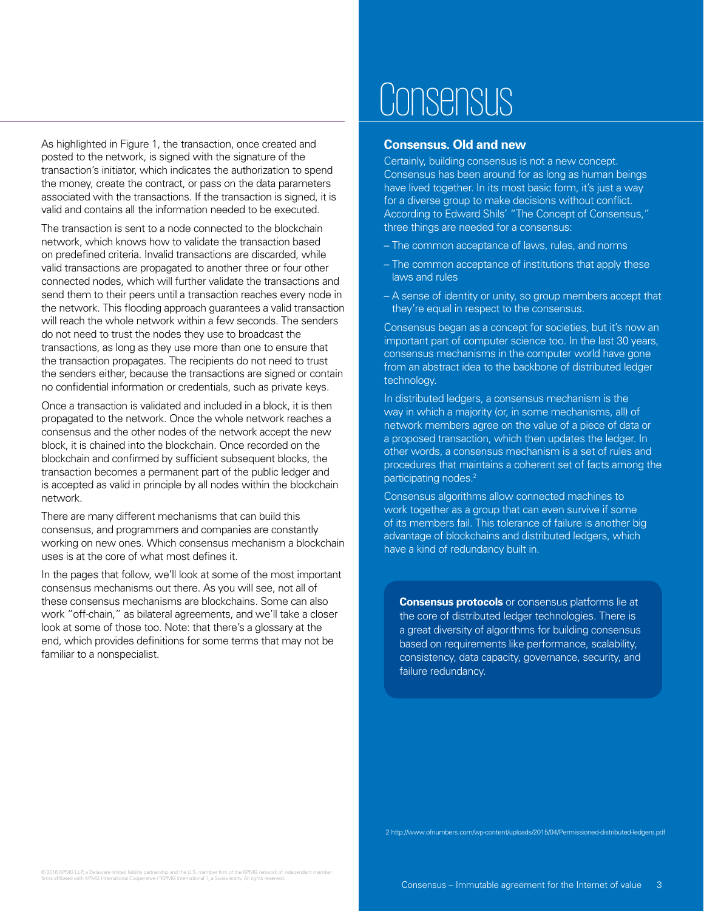As highlighted in Figure 1, the transaction, once created and posted to the network, is signed with the signature of the transaction's initiator, which indicates the authorization to spend the money, create the contract, or pass on the data parameters associated with the transactions. If the transaction is signed, it is valid and contains all the information needed to be executed.

The transaction is sent to a node connected to the blockchain network, which knows how to validate the transaction based on predefined criteria. Invalid transactions are discarded, while valid transactions are propagated to another three or four other connected nodes, which will further validate the transactions and send them to their peers until a transaction reaches every node in the network. This flooding approach guarantees a valid transaction will reach the whole network within a few seconds. The senders do not need to trust the nodes they use to broadcast the transactions, as long as they use more than one to ensure that the transaction propagates. The recipients do not need to trust the senders either, because the transactions are signed or contain no confidential information or credentials, such as private keys.

Once a transaction is validated and included in a block, it is then propagated to the network. Once the whole network reaches a consensus and the other nodes of the network accept the new block, it is chained into the blockchain. Once recorded on the blockchain and confirmed by sufficient subsequent blocks, the transaction becomes a permanent part of the public ledger and is accepted as valid in principle by all nodes within the blockchain network.

There are many different mechanisms that can build this consensus, and programmers and companies are constantly working on new ones. Which consensus mechanism a blockchain uses is at the core of what most defines it.

In the pages that follow, we'll look at some of the most important consensus mechanisms out there. As you will see, not all of these consensus mechanisms are blockchains. Some can also work "off-chain," as bilateral agreements, and we'll take a closer look at some of those too. Note: that there's a glossary at the end, which provides definitions for some terms that may not be familiar to a nonspecialist.

# Consensus

### Consensus. Old and new

Certainly, building consensus is not a new concept. Consensus has been around for as long as human beings have lived together. In its most basic form, it's just a way for a diverse group to make decisions without conflict. According to Edward Shils' "The Concept of Consensus," three things are needed for a consensus:

- The common acceptance of laws, rules, and norms
- The common acceptance of institutions that apply these laws and rules
- A sense of identity or unity, so group members accept that they're equal in respect to the consensus.

Consensus began as a concept for societies, but it's now an important part of computer science too. In the last 30 years, consensus mechanisms in the computer world have gone from an abstract idea to the backbone of distributed ledger technology.

In distributed ledgers, a consensus mechanism is the way in which a majority (or, in some mechanisms, all) of network members agree on the value of a piece of data or a proposed transaction, which then updates the ledger. In other words, a consensus mechanism is a set of rules and procedures that maintains a coherent set of facts among the participating nodes.[2]

Consensus algorithms allow connected machines to work together as a group that can even survive if some of its members fail. This tolerance of failure is another big advantage of blockchains and distributed ledgers, which have a kind of redundancy built in.

**Consensus protocols** or consensus platforms lie at the core of distributed ledger technologies. There is a great diversity of algorithms for building consensus based on requirements like performance, scalability, consistency, data capacity, governance, security, and failure redundancy.

2 http://www.ofnumbers.com/wp-content/uploads/2015/04/Permissioned-distributed-ledgers.pdf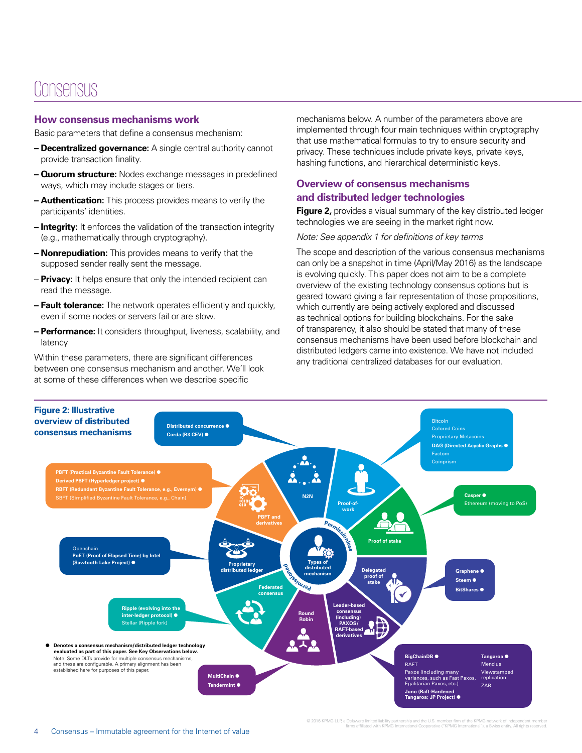# Consensus

## How consensus mechanisms work

Basic parameters that define a consensus mechanism:

- **Decentralized governance:** A single central authority cannot provide transaction finality.
- **Quorum structure:** Nodes exchange messages in predefined ways, which may include stages or tiers.
- **Authentication:** This process provides means to verify the participants' identities.
- **Integrity:** It enforces the validation of the transaction integrity (e.g., mathematically through cryptography).
- **Nonrepudiation:** This provides means to verify that the supposed sender really sent the message.
- **Privacy:** It helps ensure that only the intended recipient can read the message.
- **Fault tolerance:** The network operates efficiently and quickly, even if some nodes or servers fail or are slow.
- **Performance:** It considers throughput, liveness, scalability, and latency

Within these parameters, there are significant differences between one consensus mechanism and another. We'll look at some of these differences when we describe specific mechanisms below. A number of the parameters above are implemented through four main techniques within cryptography that use mathematical formulas to try to ensure security and privacy. These techniques include private keys, private keys, hashing functions, and hierarchical deterministic keys.

## Overview of consensus mechanisms and distributed ledger technologies

**Figure 2,** provides a visual summary of the key distributed ledger technologies we are seeing in the market right now.

*Note: See appendix 1 for definitions of key terms*

The scope and description of the various consensus mechanisms can only be a snapshot in time (April/May 2016) as the landscape is evolving quickly. This paper does not aim to be a complete overview of the existing technology consensus options but is geared toward giving a fair representation of those propositions, which currently are being actively explored and discussed as technical options for building blockchains. For the sake of transparency, it also should be stated that many of these consensus mechanisms have been used before blockchain and distributed ledgers came into existence. We have not included any traditional centralized databases for our evaluation.

**Figure 2: Illustrative overview of distributed consensus mechanisms**

Types of distributed mechanism (Permissionless / Permissioned):

- **N2N:** Distributed concurrence ●; Corda (R3 CEV) ●
- **Proof-of-work:** Bitcoin; Colored Coins; Proprietary Metacoins; DAG (Directed Acyclic Graphs) ●; Factom; Coinprism
- **Proof of stake:** Casper ●; Ethereum (moving to PoS)
- **Delegated proof of stake:** Graphene ●; Steem ●; BitShares ●
- **Leader-based consensus (including) PAXOS/RAFT-based derivatives:** BigChainDB ●; RAFT; Paxos (including many variances, such as Fast Paxos, Egalitarian Paxos, etc.); Juno (Raft-Hardened Tangaroa; JP Project) ●; Tangaroa ●; Mencius; Viewstamped replication; ZAB
- **Round Robin:** MultiChain ●; Tendermint ●
- **Federated consensus:** Ripple (evolving into the inter-ledger protocol) ●; Stellar (Ripple fork)
- **Proprietary distributed ledger:** Openchain; PoET (Proof of Elapsed Time) by Intel (Sawtooth Lake Project) ●
- **PBFT and derivatives:** PBFT (Practical Byzantine Fault Tolerance) ●; Derived PBFT (Hyperledger project) ●; RBFT (Redundant Byzantine Fault Tolerance, e.g., Evernym) ●; SBFT (Simplified Byzantine Fault Tolerance, e.g., Chain)

● **Denotes a consensus mechanism/distributed ledger technology evaluated as part of this paper. See Key Observations below.**

Note: Some DLTs provide for multiple consensus mechanisms, and these are configurable. A primary alignment has been established here for purposes of this paper.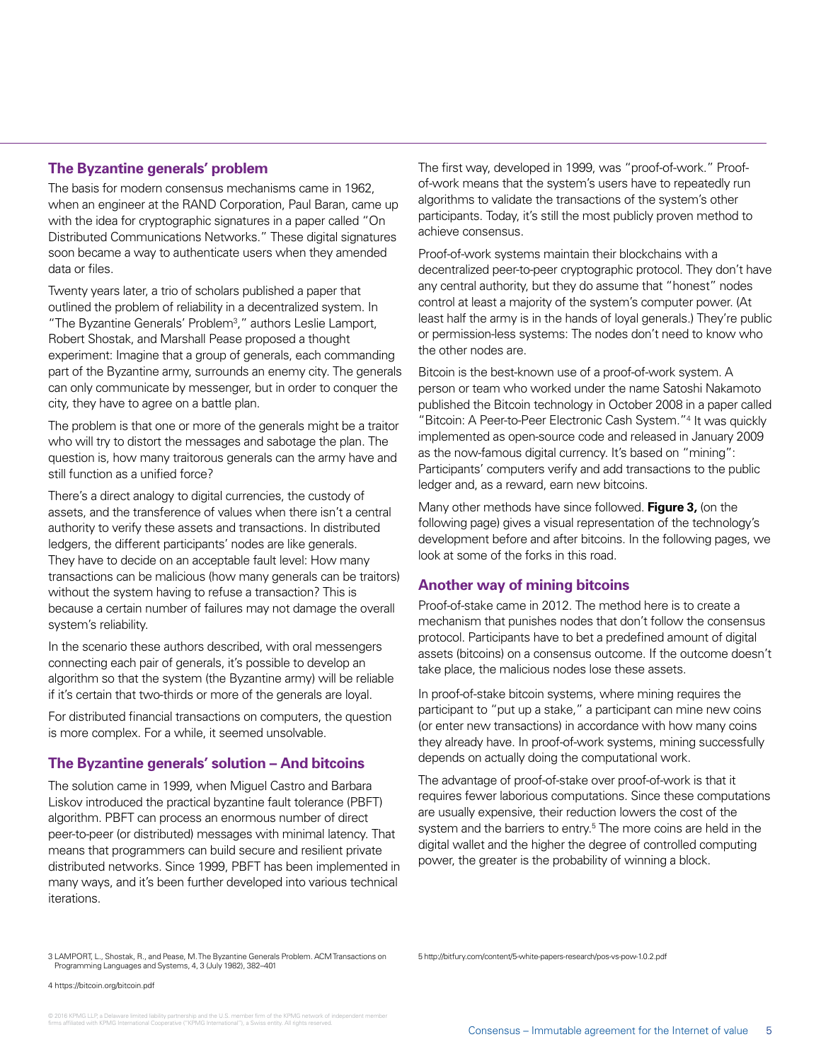## The Byzantine generals' problem

The basis for modern consensus mechanisms came in 1962, when an engineer at the RAND Corporation, Paul Baran, came up with the idea for cryptographic signatures in a paper called "On Distributed Communications Networks." These digital signatures soon became a way to authenticate users when they amended data or files.

Twenty years later, a trio of scholars published a paper that outlined the problem of reliability in a decentralized system. In "The Byzantine Generals' Problem[3]," authors Leslie Lamport, Robert Shostak, and Marshall Pease proposed a thought experiment: Imagine that a group of generals, each commanding part of the Byzantine army, surrounds an enemy city. The generals can only communicate by messenger, but in order to conquer the city, they have to agree on a battle plan.

The problem is that one or more of the generals might be a traitor who will try to distort the messages and sabotage the plan. The question is, how many traitorous generals can the army have and still function as a unified force?

There's a direct analogy to digital currencies, the custody of assets, and the transference of values when there isn't a central authority to verify these assets and transactions. In distributed ledgers, the different participants' nodes are like generals. They have to decide on an acceptable fault level: How many transactions can be malicious (how many generals can be traitors) without the system having to refuse a transaction? This is because a certain number of failures may not damage the overall system's reliability.

In the scenario these authors described, with oral messengers connecting each pair of generals, it's possible to develop an algorithm so that the system (the Byzantine army) will be reliable if it's certain that two-thirds or more of the generals are loyal.

For distributed financial transactions on computers, the question is more complex. For a while, it seemed unsolvable.

## The Byzantine generals' solution – And bitcoins

The solution came in 1999, when Miguel Castro and Barbara Liskov introduced the practical byzantine fault tolerance (PBFT) algorithm. PBFT can process an enormous number of direct peer-to-peer (or distributed) messages with minimal latency. That means that programmers can build secure and resilient private distributed networks. Since 1999, PBFT has been implemented in many ways, and it's been further developed into various technical iterations.

The first way, developed in 1999, was "proof-of-work." Proof-of-work means that the system's users have to repeatedly run algorithms to validate the transactions of the system's other participants. Today, it's still the most publicly proven method to achieve consensus.

Proof-of-work systems maintain their blockchains with a decentralized peer-to-peer cryptographic protocol. They don't have any central authority, but they do assume that "honest" nodes control at least a majority of the system's computer power. (At least half the army is in the hands of loyal generals.) They're public or permission-less systems: The nodes don't need to know who the other nodes are.

Bitcoin is the best-known use of a proof-of-work system. A person or team who worked under the name Satoshi Nakamoto published the Bitcoin technology in October 2008 in a paper called "Bitcoin: A Peer-to-Peer Electronic Cash System."[4] It was quickly implemented as open-source code and released in January 2009 as the now-famous digital currency. It's based on "mining": Participants' computers verify and add transactions to the public ledger and, as a reward, earn new bitcoins.

Many other methods have since followed. **Figure 3,** (on the following page) gives a visual representation of the technology's development before and after bitcoins. In the following pages, we look at some of the forks in this road.

## Another way of mining bitcoins

Proof-of-stake came in 2012. The method here is to create a mechanism that punishes nodes that don't follow the consensus protocol. Participants have to bet a predefined amount of digital assets (bitcoins) on a consensus outcome. If the outcome doesn't take place, the malicious nodes lose these assets.

In proof-of-stake bitcoin systems, where mining requires the participant to "put up a stake," a participant can mine new coins (or enter new transactions) in accordance with how many coins they already have. In proof-of-work systems, mining successfully depends on actually doing the computational work.

The advantage of proof-of-stake over proof-of-work is that it requires fewer laborious computations. Since these computations are usually expensive, their reduction lowers the cost of the system and the barriers to entry.[5] The more coins are held in the digital wallet and the higher the degree of controlled computing power, the greater is the probability of winning a block.

3 LAMPORT, L., Shostak, R., and Pease, M. The Byzantine Generals Problem. ACM Transactions on Programming Languages and Systems, 4, 3 (July 1982), 382–401

4 https://bitcoin.org/bitcoin.pdf

5 http://bitfury.com/content/5-white-papers-research/pos-vs-pow-1.0.2.pdf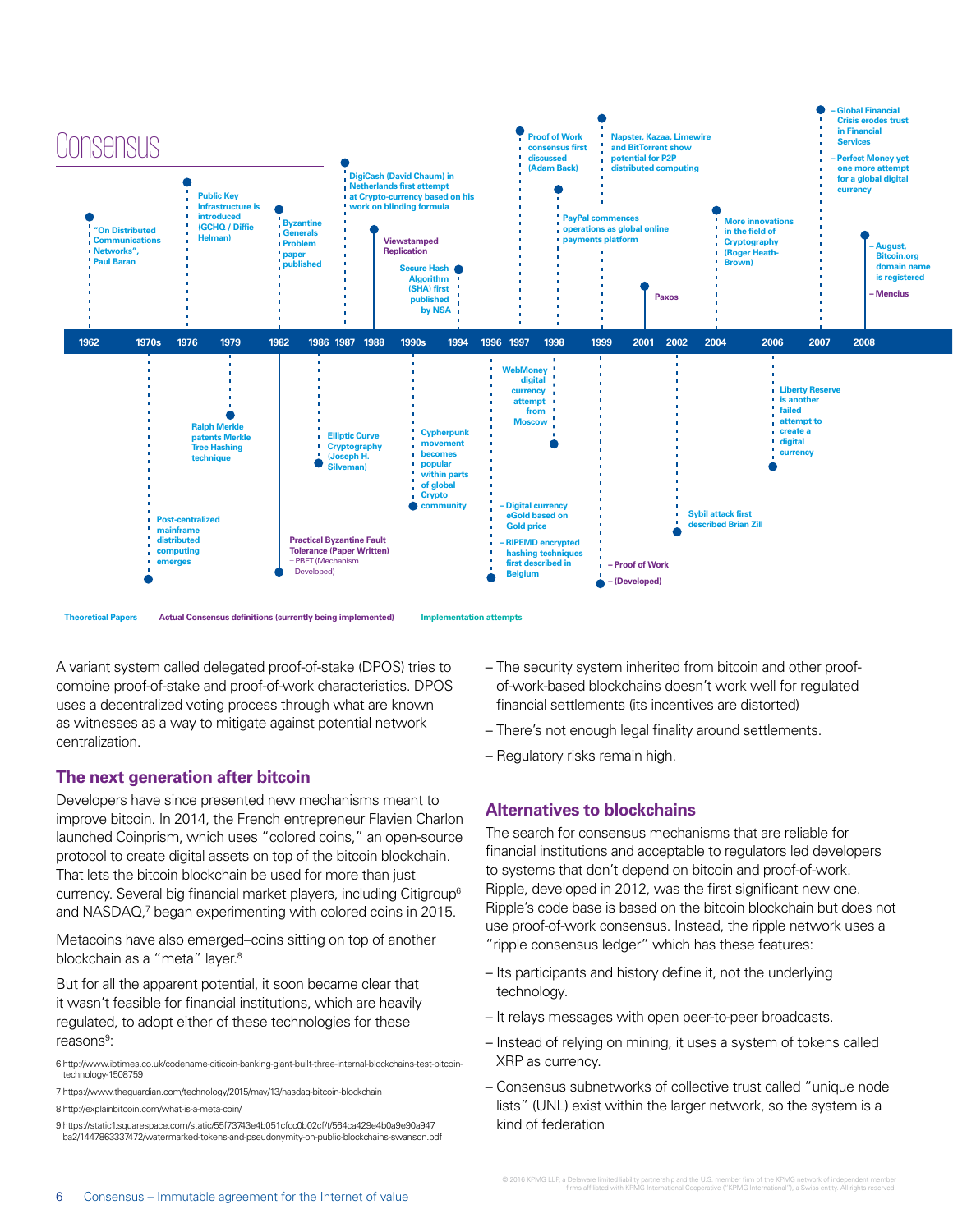# Consensus

- **1962** – "On Distributed Communications Networks", Paul Baran
- **1970s** – Post-centralized mainframe distributed computing emerges
- **1976** – Public Key Infrastructure is introduced (GCHQ / Diffie Helman)
- **1979** – Ralph Merkle patents Merkle Tree Hashing technique
- **1982** – Byzantine Generals Problem paper published
- **1982** – Practical Byzantine Fault Tolerance (Paper Written) – PBFT (Mechanism Developed)
- **1986** – Elliptic Curve Cryptography (Joseph H. Silverman)
- **1987** – DigiCash (David Chaum) in Netherlands first attempt at Crypto-currency based on his work on blinding formula
- **1988** – Viewstamped Replication
- **1990s** – Cypherpunk movement becomes popular within parts of global Crypto community
- **1994** – Secure Hash Algorithm (SHA) first published by NSA
- **1996** – Digital currency eGold based on Gold price
- **1996** – RIPEMD encrypted hashing techniques first described in Belgium
- **1997** – Proof of Work consensus first discussed (Adam Back)
- **1998** – WebMoney digital currency attempt from Moscow
- **1998** – PayPal commences operations as global online payments platform
- **1999** – Napster, Kazaa, Limewire and BitTorrent show potential for P2P distributed computing
- **1999** – Proof of Work – (Developed)
- **2001** – Paxos
- **2002** – Sybil attack first described Brian Zill
- **2004** – More innovations in the field of Cryptography (Roger Heath-Brown)
- **2006** – Liberty Reserve is another failed attempt to create a digital currency
- **2007** – Global Financial Crisis erodes trust in Financial Services
- **2007** – Perfect Money yet one more attempt for a global digital currency
- **2008** – August, Bitcoin.org domain name is registered
- **2008** – Mencius

Theoretical Papers | Actual Consensus definitions (currently being implemented) | Implementation attempts

A variant system called delegated proof-of-stake (DPOS) tries to combine proof-of-stake and proof-of-work characteristics. DPOS uses a decentralized voting process through what are known as witnesses as a way to mitigate against potential network centralization.

## The next generation after bitcoin

Developers have since presented new mechanisms meant to improve bitcoin. In 2014, the French entrepreneur Flavien Charlon launched Coinprism, which uses "colored coins," an open-source protocol to create digital assets on top of the bitcoin blockchain. That lets the bitcoin blockchain be used for more than just currency. Several big financial market players, including Citigroup[6] and NASDAQ,[7] began experimenting with colored coins in 2015.

Metacoins have also emerged–coins sitting on top of another blockchain as a "meta" layer.[8]

But for all the apparent potential, it soon became clear that it wasn't feasible for financial institutions, which are heavily regulated, to adopt either of these technologies for these reasons[9]:

- The security system inherited from bitcoin and other proof-of-work-based blockchains doesn't work well for regulated financial settlements (its incentives are distorted)
- There's not enough legal finality around settlements.
- Regulatory risks remain high.

## Alternatives to blockchains

The search for consensus mechanisms that are reliable for financial institutions and acceptable to regulators led developers to systems that don't depend on bitcoin and proof-of-work. Ripple, developed in 2012, was the first significant new one. Ripple's code base is based on the bitcoin blockchain but does not use proof-of-work consensus. Instead, the ripple network uses a "ripple consensus ledger" which has these features:

- Its participants and history define it, not the underlying technology.
- It relays messages with open peer-to-peer broadcasts.
- Instead of relying on mining, it uses a system of tokens called XRP as currency.
- Consensus subnetworks of collective trust called "unique node lists" (UNL) exist within the larger network, so the system is a kind of federation

6 http://www.ibtimes.co.uk/codename-citicoin-banking-giant-built-three-internal-blockchains-test-bitcoin-technology-1508759

7 https://www.theguardian.com/technology/2015/may/13/nasdaq-bitcoin-blockchain

8 http://explainbitcoin.com/what-is-a-meta-coin/

9 https://static1.squarespace.com/static/55f73743e4b051cfcc0b02cf/t/564ca429e4b0a9e90a947ba2/1447863337472/watermarked-tokens-and-pseudonymity-on-public-blockchains-swanson.pdf

© 2016 KPMG LLP, a Delaware limited liability partnership and the U.S. member firm of the KPMG network of independent member firms affiliated with KPMG International Cooperative ("KPMG International"), a Swiss entity. All rights reserved.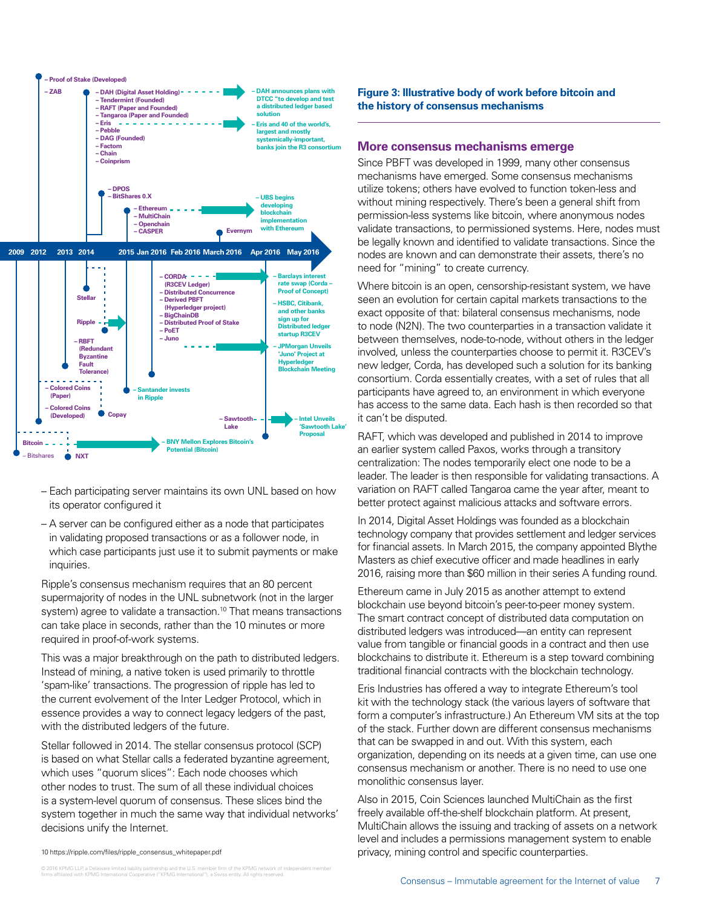**Figure 3: Illustrative body of work before bitcoin and the history of consensus mechanisms**

2009 | 2012 | 2013 | 2014 | 2015 | Jan 2016 | Feb 2016 | March 2016 | Apr 2016 | May 2016

- Proof of Stake (Developed)
- ZAB
- DAH (Digital Asset Holding)
- Tendermint (Founded)
- RAFT (Paper and Founded)
- Tangaroa (Paper and Founded)
- Eris
- Pebble
- DAG (Founded)
- Factom
- Chain
- Coinprism
- DAH announces plans with DTCC "to develop and test a distributed ledger based solution
- Eris and 40 of the world's, largest and mostly systemically-important, banks join the R3 consortium
- DPOS
- BitShares 0.X
- Ethereum
- MultiChain
- Openchain
- CASPER
- Evernym
- UBS begins developing blockchain implementation with Ethereum
- Stellar
- Ripple
- RBFT (Redundant Byzantine Fault Tolerance)
- CORDA (R3CEV Ledger)
- Distributed Concurrence
- Derived PBFT (Hyperledger project)
- BigChainDB
- Distributed Proof of Stake
- PoET
- Juno
- Barclays interest rate swap (Corda – Proof of Concept)
- HSBC, Citibank, and other banks sign up for Distributed ledger startup R3CEV
- JPMorgan Unveils 'Juno' Project at Hyperledger Blockchain Meeting
- Colored Coins (Paper)
- Colored Coins (Developed)
- Santander invests in Ripple
- Copay
- Sawtooth Lake
- Intel Unveils 'Sawtooth Lake' Proposal
- Bitcoin
- Bitshares
- NXT
- BNY Mellon Explores Bitcoin's Potential (Bitcoin)

– Each participating server maintains its own UNL based on how its operator configured it

– A server can be configured either as a node that participates in validating proposed transactions or as a follower node, in which case participants just use it to submit payments or make inquiries.

Ripple's consensus mechanism requires that an 80 percent supermajority of nodes in the UNL subnetwork (not in the larger system) agree to validate a transaction.[10] That means transactions can take place in seconds, rather than the 10 minutes or more required in proof-of-work systems.

This was a major breakthrough on the path to distributed ledgers. Instead of mining, a native token is used primarily to throttle 'spam-like' transactions. The progression of ripple has led to the current evolvement of the Inter Ledger Protocol, which in essence provides a way to connect legacy ledgers of the past, with the distributed ledgers of the future.

Stellar followed in 2014. The stellar consensus protocol (SCP) is based on what Stellar calls a federated byzantine agreement, which uses "quorum slices": Each node chooses which other nodes to trust. The sum of all these individual choices is a system-level quorum of consensus. These slices bind the system together in much the same way that individual networks' decisions unify the Internet.

10 https://ripple.com/files/ripple_consensus_whitepaper.pdf

## More consensus mechanisms emerge

Since PBFT was developed in 1999, many other consensus mechanisms have emerged. Some consensus mechanisms utilize tokens; others have evolved to function token-less and without mining respectively. There's been a general shift from permission-less systems like bitcoin, where anonymous nodes validate transactions, to permissioned systems. Here, nodes must be legally known and identified to validate transactions. Since the nodes are known and can demonstrate their assets, there's no need for "mining" to create currency.

Where bitcoin is an open, censorship-resistant system, we have seen an evolution for certain capital markets transactions to the exact opposite of that: bilateral consensus mechanisms, node to node (N2N). The two counterparties in a transaction validate it between themselves, node-to-node, without others in the ledger involved, unless the counterparties choose to permit it. R3CEV's new ledger, Corda, has developed such a solution for its banking consortium. Corda essentially creates, with a set of rules that all participants have agreed to, an environment in which everyone has access to the same data. Each hash is then recorded so that it can't be disputed.

RAFT, which was developed and published in 2014 to improve an earlier system called Paxos, works through a transitory centralization: The nodes temporarily elect one node to be a leader. The leader is then responsible for validating transactions. A variation on RAFT called Tangaroa came the year after, meant to better protect against malicious attacks and software errors.

In 2014, Digital Asset Holdings was founded as a blockchain technology company that provides settlement and ledger services for financial assets. In March 2015, the company appointed Blythe Masters as chief executive officer and made headlines in early 2016, raising more than $60 million in their series A funding round.

Ethereum came in July 2015 as another attempt to extend blockchain use beyond bitcoin's peer-to-peer money system. The smart contract concept of distributed data computation on distributed ledgers was introduced—an entity can represent value from tangible or financial goods in a contract and then use blockchains to distribute it. Ethereum is a step toward combining traditional financial contracts with the blockchain technology.

Eris Industries has offered a way to integrate Ethereum's tool kit with the technology stack (the various layers of software that form a computer's infrastructure.) An Ethereum VM sits at the top of the stack. Further down are different consensus mechanisms that can be swapped in and out. With this system, each organization, depending on its needs at a given time, can use one consensus mechanism or another. There is no need to use one monolithic consensus layer.

Also in 2015, Coin Sciences launched MultiChain as the first freely available off-the-shelf blockchain platform. At present, MultiChain allows the issuing and tracking of assets on a network level and includes a permissions management system to enable privacy, mining control and specific counterparties.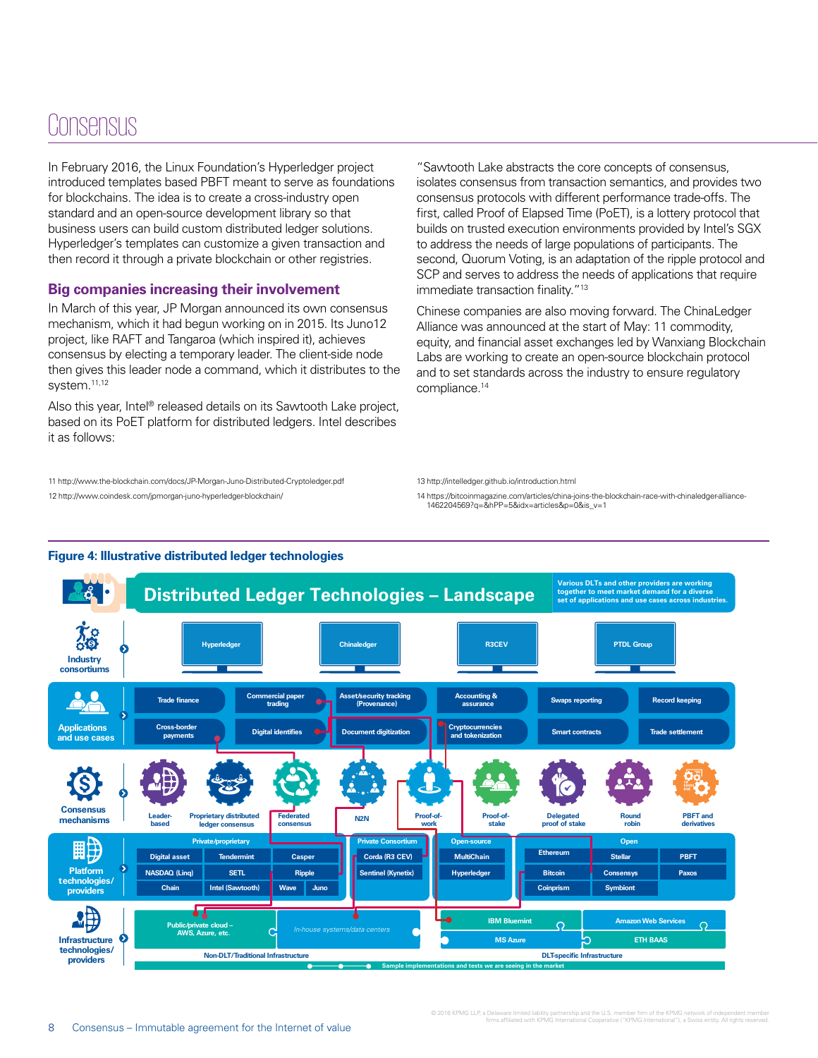# Consensus

In February 2016, the Linux Foundation's Hyperledger project introduced templates based PBFT meant to serve as foundations for blockchains. The idea is to create a cross-industry open standard and an open-source development library so that business users can build custom distributed ledger solutions. Hyperledger's templates can customize a given transaction and then record it through a private blockchain or other registries.

## Big companies increasing their involvement

In March of this year, JP Morgan announced its own consensus mechanism, which it had begun working on in 2015. Its Juno12 project, like RAFT and Tangaroa (which inspired it), achieves consensus by electing a temporary leader. The client-side node then gives this leader node a command, which it distributes to the system.[11,12]

Also this year, Intel® released details on its Sawtooth Lake project, based on its PoET platform for distributed ledgers. Intel describes it as follows:

"Sawtooth Lake abstracts the core concepts of consensus, isolates consensus from transaction semantics, and provides two consensus protocols with different performance trade-offs. The first, called Proof of Elapsed Time (PoET), is a lottery protocol that builds on trusted execution environments provided by Intel's SGX to address the needs of large populations of participants. The second, Quorum Voting, is an adaptation of the ripple protocol and SCP and serves to address the needs of applications that require immediate transaction finality."[13]

Chinese companies are also moving forward. The ChinaLedger Alliance was announced at the start of May: 11 commodity, equity, and financial asset exchanges led by Wanxiang Blockchain Labs are working to create an open-source blockchain protocol and to set standards across the industry to ensure regulatory compliance.[14]

11 http://www.the-blockchain.com/docs/JP-Morgan-Juno-Distributed-Cryptoledger.pdf

12 http://www.coindesk.com/jpmorgan-juno-hyperledger-blockchain/

13 http://intelledger.github.io/introduction.html

14 https://bitcoinmagazine.com/articles/china-joins-the-blockchain-race-with-chinaledger-alliance-1462204569?q=&hPP=5&idx=articles&p=0&is_v=1

**Figure 4: Illustrative distributed ledger technologies**

**Distributed Ledger Technologies – Landscape**

Various DLTs and other providers are working together to meet market demand for a diverse set of applications and use cases across industries.

**Industry consortiums:** Hyperledger, Chinaledger, R3CEV, PTDL Group

**Applications and use cases:** Trade finance; Commercial paper trading; Asset/security tracking (Provenance); Accounting & assurance; Swaps reporting; Record keeping; Cross-border payments; Digital identities; Document digitization; Cryptocurrencies and tokenization; Smart contracts; Trade settlement

**Consensus mechanisms:** Leader-based; Proprietary distributed ledger consensus; Federated consensus; N2N; Proof-of-work; Proof-of-stake; Delegated proof of stake; Round robin; PBFT and derivatives

**Platform technologies/providers:**

- Private/proprietary: Digital asset; Tendermint; Casper; NASDAQ (Linq); SETL; Ripple; Chain; Intel (Sawtooth); Wave; Juno
- Private Consortium: Corda (R3 CEV); Sentinel (Kynetix)
- Open-source: MultiChain; Hyperledger
- Open: Ethereum; Stellar; PBFT; Bitcoin; Consensys; Paxos; Coinprism; Symbiont

**Infrastructure technologies/providers:**

- Non-DLT/Traditional Infrastructure: Public/private cloud – AWS, Azure, etc.; In-house systems/data centers
- DLT-specific Infrastructure: IBM Bluemint; Amazon Web Services; MS Azure; ETH BAAS

Sample implementations and tests we are seeing in the market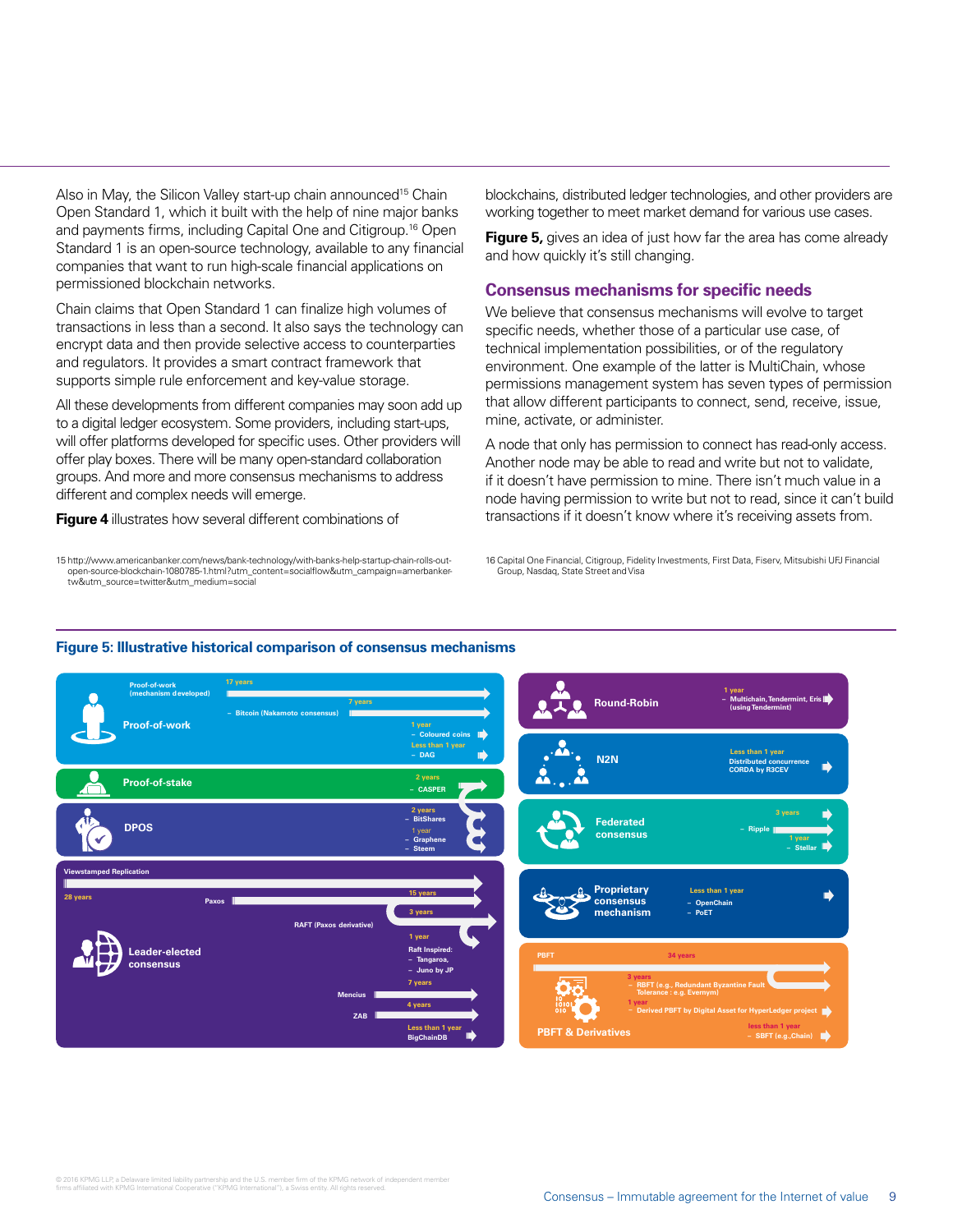Also in May, the Silicon Valley start-up chain announced[15] Chain Open Standard 1, which it built with the help of nine major banks and payments firms, including Capital One and Citigroup.[16] Open Standard 1 is an open-source technology, available to any financial companies that want to run high-scale financial applications on permissioned blockchain networks.

Chain claims that Open Standard 1 can finalize high volumes of transactions in less than a second. It also says the technology can encrypt data and then provide selective access to counterparties and regulators. It provides a smart contract framework that supports simple rule enforcement and key-value storage.

All these developments from different companies may soon add up to a digital ledger ecosystem. Some providers, including start-ups, will offer platforms developed for specific uses. Other providers will offer play boxes. There will be many open-standard collaboration groups. And more and more consensus mechanisms to address different and complex needs will emerge.

**Figure 4** illustrates how several different combinations of blockchains, distributed ledger technologies, and other providers are working together to meet market demand for various use cases.

**Figure 5,** gives an idea of just how far the area has come already and how quickly it's still changing.

## Consensus mechanisms for specific needs

We believe that consensus mechanisms will evolve to target specific needs, whether those of a particular use case, of technical implementation possibilities, or of the regulatory environment. One example of the latter is MultiChain, whose permissions management system has seven types of permission that allow different participants to connect, send, receive, issue, mine, activate, or administer.

A node that only has permission to connect has read-only access. Another node may be able to read and write but not to validate, if it doesn't have permission to mine. There isn't much value in a node having permission to write but not to read, since it can't build transactions if it doesn't know where it's receiving assets from.

15 http://www.americanbanker.com/news/bank-technology/with-banks-help-startup-chain-rolls-out-open-source-blockchain-1080785-1.html?utm_content=socialflow&utm_campaign=amerbanker-tw&utm_source=twitter&utm_medium=social

16 Capital One Financial, Citigroup, Fidelity Investments, First Data, Fiserv, Mitsubishi UFJ Financial Group, Nasdaq, State Street and Visa

### Figure 5: Illustrative historical comparison of consensus mechanisms

**Proof-of-work**
- Proof-of-work (mechanism developed) – 17 years
- Bitcoin (Nakamoto consensus) – 7 years
- Coloured coins – 1 year
- DAG – Less than 1 year

**Proof-of-stake**
- CASPER – 2 years

**DPOS**
- BitShares – 2 years
- Graphene, Steem – 1 year

**Leader-elected consensus**
- Viewstamped Replication – 28 years
- Paxos – 15 years
- RAFT (Paxos derivative) – 3 years
- Raft Inspired: Tangaroa, Juno by JP – 1 year
- Mencius – 7 years
- ZAB – 4 years
- BigChainDB – Less than 1 year

**Round-Robin**
- Multichain, Tendermint, Eris (using Tendermint) – 1 year

**N2N**
- Distributed concurrence CORDA by R3CEV – Less than 1 year

**Federated consensus**
- Ripple – 3 years
- Stellar – 1 year

**Proprietary consensus mechanism**
- OpenChain, PoET – Less than 1 year

**PBFT & Derivatives**
- PBFT – 34 years
- RBFT (e.g., Redundant Byzantine Fault Tolerance : e.g. Evernym) – 3 years
- Derived PBFT by Digital Asset for HyperLedger project – 1 year
- SBFT (e.g. Chain) – less than 1 year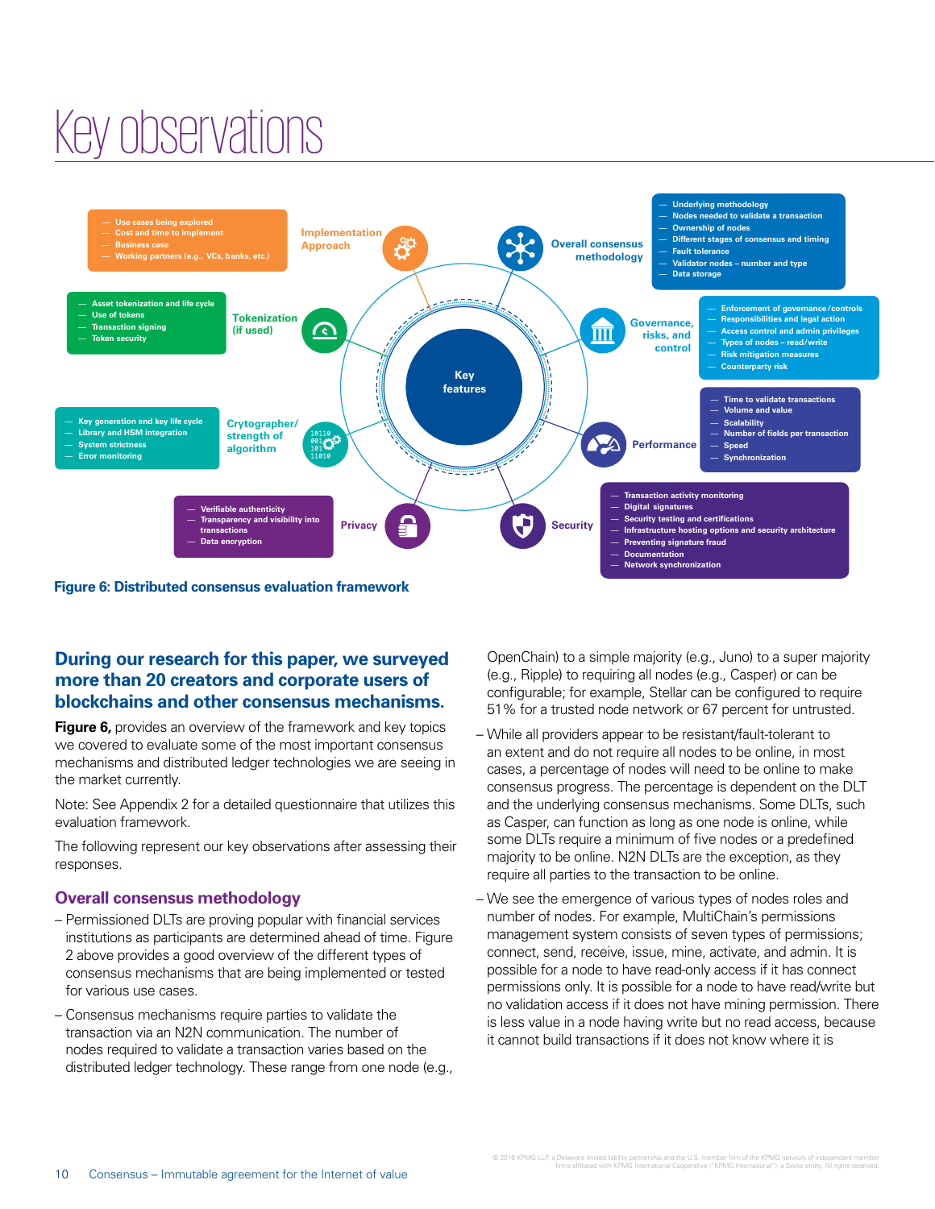# Key observations

**Implementation Approach**
- Use cases being explored
- Cost and time to implement
- Business case
- Working partners (e.g., VCs, banks, etc.)

**Overall consensus methodology**
- Underlying methodology
- Nodes needed to validate a transaction
- Ownership of nodes
- Different stages of consensus and timing
- Fault tolerance
- Validator nodes – number and type
- Data storage

**Tokenization (if used)**
- Asset tokenization and life cycle
- Use of tokens
- Transaction signing
- Token security

**Governance, risks, and control**
- Enforcement of governance/controls
- Responsibilities and legal action
- Access control and admin privileges
- Types of nodes – read/write
- Risk mitigation measures
- Counterparty risk

**Key features**

**Crytographer/ strength of algorithm**
- Key generation and key life cycle
- Library and HSM integration
- System strictness
- Error monitoring

**Performance**
- Time to validate transactions
- Volume and value
- Scalability
- Number of fields per transaction
- Speed
- Synchronization

**Privacy**
- Verifiable authenticity
- Transparency and visibility into transactions
- Data encryption

**Security**
- Transaction activity monitoring
- Digital signatures
- Security testing and certifications
- Infrastructure hosting options and security architecture
- Preventing signature fraud
- Documentation
- Network synchronization

**Figure 6: Distributed consensus evaluation framework**

## During our research for this paper, we surveyed more than 20 creators and corporate users of blockchains and other consensus mechanisms.

**Figure 6,** provides an overview of the framework and key topics we covered to evaluate some of the most important consensus mechanisms and distributed ledger technologies we are seeing in the market currently.

Note: See Appendix 2 for a detailed questionnaire that utilizes this evaluation framework.

The following represent our key observations after assessing their responses.

### Overall consensus methodology

- Permissioned DLTs are proving popular with financial services institutions as participants are determined ahead of time. Figure 2 above provides a good overview of the different types of consensus mechanisms that are being implemented or tested for various use cases.
- Consensus mechanisms require parties to validate the transaction via an N2N communication. The number of nodes required to validate a transaction varies based on the distributed ledger technology. These range from one node (e.g., OpenChain) to a simple majority (e.g., Juno) to a super majority (e.g., Ripple) to requiring all nodes (e.g., Casper) or can be configurable; for example, Stellar can be configured to require 51% for a trusted node network or 67 percent for untrusted.
- While all providers appear to be resistant/fault-tolerant to an extent and do not require all nodes to be online, in most cases, a percentage of nodes will need to be online to make consensus progress. The percentage is dependent on the DLT and the underlying consensus mechanisms. Some DLTs, such as Casper, can function as long as one node is online, while some DLTs require a minimum of five nodes or a predefined majority to be online. N2N DLTs are the exception, as they require all parties to the transaction to be online.
- We see the emergence of various types of nodes roles and number of nodes. For example, MultiChain's permissions management system consists of seven types of permissions; connect, send, receive, issue, mine, activate, and admin. It is possible for a node to have read-only access if it has connect permissions only. It is possible for a node to have read/write but no validation access if it does not have mining permission. There is less value in a node having write but no read access, because it cannot build transactions if it does not know where it is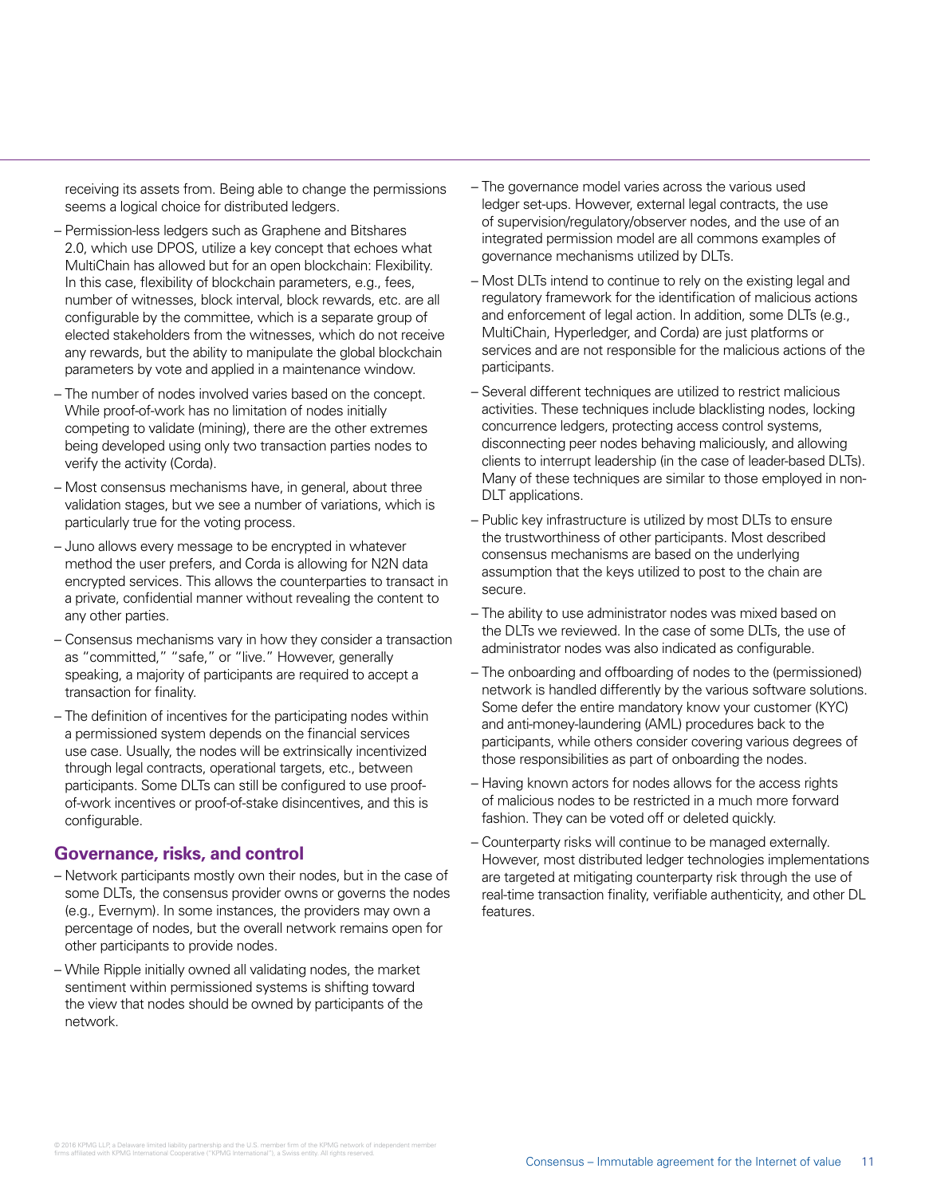receiving its assets from. Being able to change the permissions seems a logical choice for distributed ledgers.

- Permission-less ledgers such as Graphene and Bitshares 2.0, which use DPOS, utilize a key concept that echoes what MultiChain has allowed but for an open blockchain: Flexibility. In this case, flexibility of blockchain parameters, e.g., fees, number of witnesses, block interval, block rewards, etc. are all configurable by the committee, which is a separate group of elected stakeholders from the witnesses, which do not receive any rewards, but the ability to manipulate the global blockchain parameters by vote and applied in a maintenance window.
- The number of nodes involved varies based on the concept. While proof-of-work has no limitation of nodes initially competing to validate (mining), there are the other extremes being developed using only two transaction parties nodes to verify the activity (Corda).
- Most consensus mechanisms have, in general, about three validation stages, but we see a number of variations, which is particularly true for the voting process.
- Juno allows every message to be encrypted in whatever method the user prefers, and Corda is allowing for N2N data encrypted services. This allows the counterparties to transact in a private, confidential manner without revealing the content to any other parties.
- Consensus mechanisms vary in how they consider a transaction as "committed," "safe," or "live." However, generally speaking, a majority of participants are required to accept a transaction for finality.
- The definition of incentives for the participating nodes within a permissioned system depends on the financial services use case. Usually, the nodes will be extrinsically incentivized through legal contracts, operational targets, etc., between participants. Some DLTs can still be configured to use proof-of-work incentives or proof-of-stake disincentives, and this is configurable.

## Governance, risks, and control

- Network participants mostly own their nodes, but in the case of some DLTs, the consensus provider owns or governs the nodes (e.g., Evernym). In some instances, the providers may own a percentage of nodes, but the overall network remains open for other participants to provide nodes.
- While Ripple initially owned all validating nodes, the market sentiment within permissioned systems is shifting toward the view that nodes should be owned by participants of the network.
- The governance model varies across the various used ledger set-ups. However, external legal contracts, the use of supervision/regulatory/observer nodes, and the use of an integrated permission model are all commons examples of governance mechanisms utilized by DLTs.
- Most DLTs intend to continue to rely on the existing legal and regulatory framework for the identification of malicious actions and enforcement of legal action. In addition, some DLTs (e.g., MultiChain, Hyperledger, and Corda) are just platforms or services and are not responsible for the malicious actions of the participants.
- Several different techniques are utilized to restrict malicious activities. These techniques include blacklisting nodes, locking concurrence ledgers, protecting access control systems, disconnecting peer nodes behaving maliciously, and allowing clients to interrupt leadership (in the case of leader-based DLTs). Many of these techniques are similar to those employed in non-DLT applications.
- Public key infrastructure is utilized by most DLTs to ensure the trustworthiness of other participants. Most described consensus mechanisms are based on the underlying assumption that the keys utilized to post to the chain are secure.
- The ability to use administrator nodes was mixed based on the DLTs we reviewed. In the case of some DLTs, the use of administrator nodes was also indicated as configurable.
- The onboarding and offboarding of nodes to the (permissioned) network is handled differently by the various software solutions. Some defer the entire mandatory know your customer (KYC) and anti-money-laundering (AML) procedures back to the participants, while others consider covering various degrees of those responsibilities as part of onboarding the nodes.
- Having known actors for nodes allows for the access rights of malicious nodes to be restricted in a much more forward fashion. They can be voted off or deleted quickly.
- Counterparty risks will continue to be managed externally. However, most distributed ledger technologies implementations are targeted at mitigating counterparty risk through the use of real-time transaction finality, verifiable authenticity, and other DL features.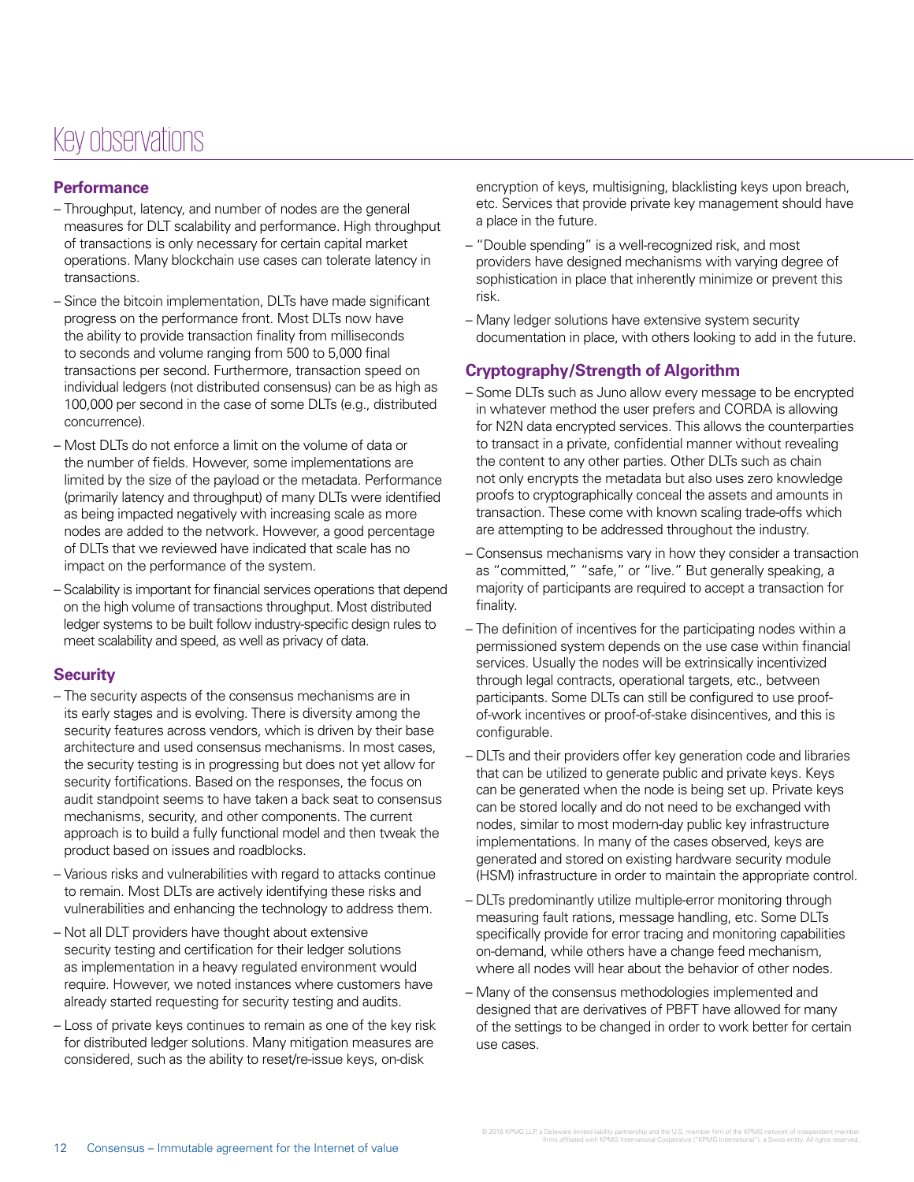# Key observations

## Performance

- Throughput, latency, and number of nodes are the general measures for DLT scalability and performance. High throughput of transactions is only necessary for certain capital market operations. Many blockchain use cases can tolerate latency in transactions.
- Since the bitcoin implementation, DLTs have made significant progress on the performance front. Most DLTs now have the ability to provide transaction finality from milliseconds to seconds and volume ranging from 500 to 5,000 final transactions per second. Furthermore, transaction speed on individual ledgers (not distributed consensus) can be as high as 100,000 per second in the case of some DLTs (e.g., distributed concurrence).
- Most DLTs do not enforce a limit on the volume of data or the number of fields. However, some implementations are limited by the size of the payload or the metadata. Performance (primarily latency and throughput) of many DLTs were identified as being impacted negatively with increasing scale as more nodes are added to the network. However, a good percentage of DLTs that we reviewed have indicated that scale has no impact on the performance of the system.
- Scalability is important for financial services operations that depend on the high volume of transactions throughput. Most distributed ledger systems to be built follow industry-specific design rules to meet scalability and speed, as well as privacy of data.

## Security

- The security aspects of the consensus mechanisms are in its early stages and is evolving. There is diversity among the security features across vendors, which is driven by their base architecture and used consensus mechanisms. In most cases, the security testing is in progressing but does not yet allow for security fortifications. Based on the responses, the focus on audit standpoint seems to have taken a back seat to consensus mechanisms, security, and other components. The current approach is to build a fully functional model and then tweak the product based on issues and roadblocks.
- Various risks and vulnerabilities with regard to attacks continue to remain. Most DLTs are actively identifying these risks and vulnerabilities and enhancing the technology to address them.
- Not all DLT providers have thought about extensive security testing and certification for their ledger solutions as implementation in a heavy regulated environment would require. However, we noted instances where customers have already started requesting for security testing and audits.
- Loss of private keys continues to remain as one of the key risk for distributed ledger solutions. Many mitigation measures are considered, such as the ability to reset/re-issue keys, on-disk encryption of keys, multisigning, blacklisting keys upon breach, etc. Services that provide private key management should have a place in the future.
- "Double spending" is a well-recognized risk, and most providers have designed mechanisms with varying degree of sophistication in place that inherently minimize or prevent this risk.
- Many ledger solutions have extensive system security documentation in place, with others looking to add in the future.

## Cryptography/Strength of Algorithm

- Some DLTs such as Juno allow every message to be encrypted in whatever method the user prefers and CORDA is allowing for N2N data encrypted services. This allows the counterparties to transact in a private, confidential manner without revealing the content to any other parties. Other DLTs such as chain not only encrypts the metadata but also uses zero knowledge proofs to cryptographically conceal the assets and amounts in transaction. These come with known scaling trade-offs which are attempting to be addressed throughout the industry.
- Consensus mechanisms vary in how they consider a transaction as "committed," "safe," or "live." But generally speaking, a majority of participants are required to accept a transaction for finality.
- The definition of incentives for the participating nodes within a permissioned system depends on the use case within financial services. Usually the nodes will be extrinsically incentivized through legal contracts, operational targets, etc., between participants. Some DLTs can still be configured to use proof-of-work incentives or proof-of-stake disincentives, and this is configurable.
- DLTs and their providers offer key generation code and libraries that can be utilized to generate public and private keys. Keys can be generated when the node is being set up. Private keys can be stored locally and do not need to be exchanged with nodes, similar to most modern-day public key infrastructure implementations. In many of the cases observed, keys are generated and stored on existing hardware security module (HSM) infrastructure in order to maintain the appropriate control.
- DLTs predominantly utilize multiple-error monitoring through measuring fault rations, message handling, etc. Some DLTs specifically provide for error tracing and monitoring capabilities on-demand, while others have a change feed mechanism, where all nodes will hear about the behavior of other nodes.
- Many of the consensus methodologies implemented and designed that are derivatives of PBFT have allowed for many of the settings to be changed in order to work better for certain use cases.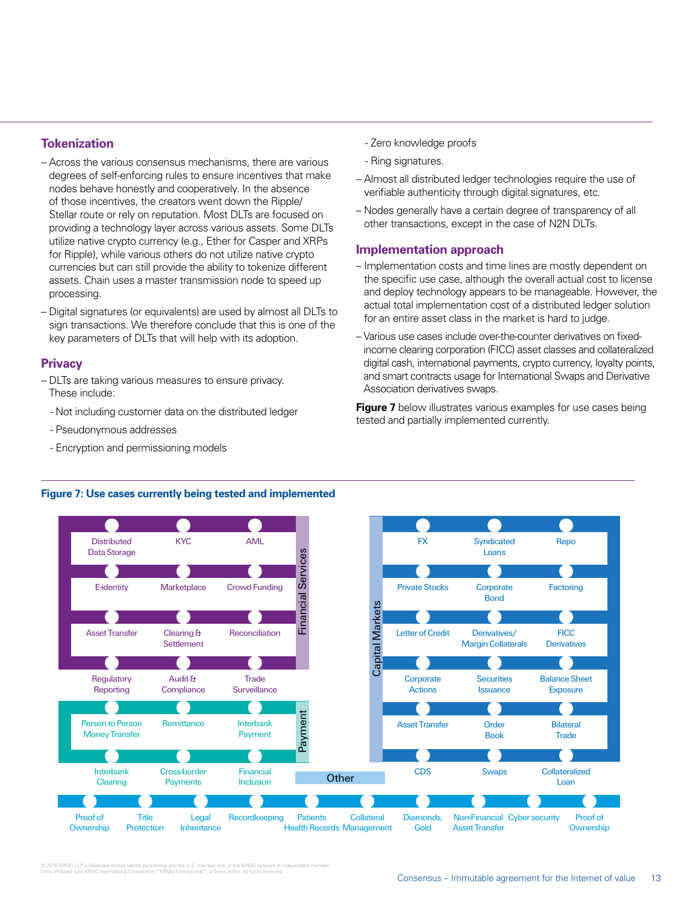## Tokenization

– Across the various consensus mechanisms, there are various degrees of self-enforcing rules to ensure incentives that make nodes behave honestly and cooperatively. In the absence of those incentives, the creators went down the Ripple/Stellar route or rely on reputation. Most DLTs are focused on providing a technology layer across various assets. Some DLTs utilize native crypto currency (e.g., Ether for Casper and XRPs for Ripple), while various others do not utilize native crypto currencies but can still provide the ability to tokenize different assets. Chain uses a master transmission node to speed up processing.

– Digital signatures (or equivalents) are used by almost all DLTs to sign transactions. We therefore conclude that this is one of the key parameters of DLTs that will help with its adoption.

## Privacy

– DLTs are taking various measures to ensure privacy. These include:

- Not including customer data on the distributed ledger
- Pseudonymous addresses
- Encryption and permissioning models
- Zero knowledge proofs
- Ring signatures.

– Almost all distributed ledger technologies require the use of verifiable authenticity through digital signatures, etc.

– Nodes generally have a certain degree of transparency of all other transactions, except in the case of N2N DLTs.

## Implementation approach

– Implementation costs and time lines are mostly dependent on the specific use case, although the overall actual cost to license and deploy technology appears to be manageable. However, the actual total implementation cost of a distributed ledger solution for an entire asset class in the market is hard to judge.

– Various use cases include over-the-counter derivatives on fixed-income clearing corporation (FICC) asset classes and collateralized digital cash, international payments, crypto currency, loyalty points, and smart contracts usage for International Swaps and Derivative Association derivatives swaps.

**Figure 7** below illustrates various examples for use cases being tested and partially implemented currently.

**Figure 7: Use cases currently being tested and implemented**

**Financial Services**
- Distributed Data Storage
- KYC
- AML
- E-identity
- Marketplace
- Crowd Funding
- Asset Transfer
- Clearing & Settlement
- Reconciliation
- Regulatory Reporting
- Audit & Compliance
- Trade Surveillance

**Payment**
- Person to Person Money Transfer
- Remittance
- Interbank Payment
- Interbank Clearing
- Cross-border Payments
- Financial Inclusion

**Capital Markets**
- FX
- Syndicated Loans
- Repo
- Private Stocks
- Corporate Bond
- Factoring
- Letter of Credit
- Derivatives/ Margin Collaterals
- FICC Derivatives
- Corporate Actions
- Securities Issuance
- Balance Sheet Exposure
- Asset Transfer
- Order Book
- Bilateral Trade
- CDS
- Swaps
- Collateralized Loan

**Other**
- Proof of Ownership
- Title Protection
- Legal Inheritance
- Recordkeeping
- Patients Health Records
- Collateral Management
- Diamonds, Gold
- Non-Financial Asset Transfer
- Cyber security
- Proof of Ownership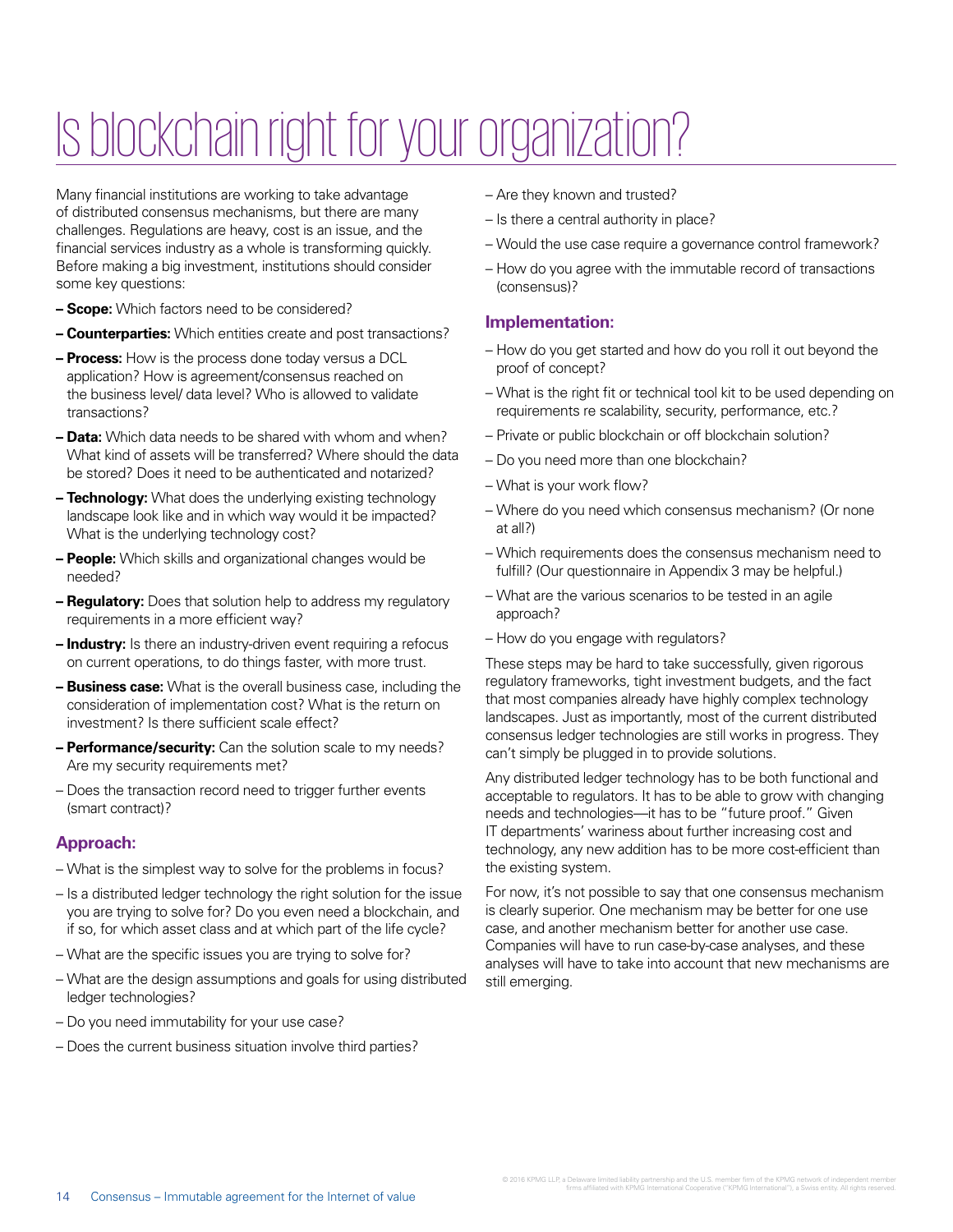# Is blockchain right for your organization?

Many financial institutions are working to take advantage of distributed consensus mechanisms, but there are many challenges. Regulations are heavy, cost is an issue, and the financial services industry as a whole is transforming quickly. Before making a big investment, institutions should consider some key questions:

- **Scope:** Which factors need to be considered?
- **Counterparties:** Which entities create and post transactions?
- **Process:** How is the process done today versus a DCL application? How is agreement/consensus reached on the business level/ data level? Who is allowed to validate transactions?
- **Data:** Which data needs to be shared with whom and when? What kind of assets will be transferred? Where should the data be stored? Does it need to be authenticated and notarized?
- **Technology:** What does the underlying existing technology landscape look like and in which way would it be impacted? What is the underlying technology cost?
- **People:** Which skills and organizational changes would be needed?
- **Regulatory:** Does that solution help to address my regulatory requirements in a more efficient way?
- **Industry:** Is there an industry-driven event requiring a refocus on current operations, to do things faster, with more trust.
- **Business case:** What is the overall business case, including the consideration of implementation cost? What is the return on investment? Is there sufficient scale effect?
- **Performance/security:** Can the solution scale to my needs? Are my security requirements met?
- Does the transaction record need to trigger further events (smart contract)?

### Approach:

- What is the simplest way to solve for the problems in focus?
- Is a distributed ledger technology the right solution for the issue you are trying to solve for? Do you even need a blockchain, and if so, for which asset class and at which part of the life cycle?
- What are the specific issues you are trying to solve for?
- What are the design assumptions and goals for using distributed ledger technologies?
- Do you need immutability for your use case?
- Does the current business situation involve third parties?
- Are they known and trusted?
- Is there a central authority in place?
- Would the use case require a governance control framework?
- How do you agree with the immutable record of transactions (consensus)?

### Implementation:

- How do you get started and how do you roll it out beyond the proof of concept?
- What is the right fit or technical tool kit to be used depending on requirements re scalability, security, performance, etc.?
- Private or public blockchain or off blockchain solution?
- Do you need more than one blockchain?
- What is your work flow?
- Where do you need which consensus mechanism? (Or none at all?)
- Which requirements does the consensus mechanism need to fulfill? (Our questionnaire in Appendix 3 may be helpful.)
- What are the various scenarios to be tested in an agile approach?
- How do you engage with regulators?

These steps may be hard to take successfully, given rigorous regulatory frameworks, tight investment budgets, and the fact that most companies already have highly complex technology landscapes. Just as importantly, most of the current distributed consensus ledger technologies are still works in progress. They can't simply be plugged in to provide solutions.

Any distributed ledger technology has to be both functional and acceptable to regulators. It has to be able to grow with changing needs and technologies—it has to be "future proof." Given IT departments' wariness about further increasing cost and technology, any new addition has to be more cost-efficient than the existing system.

For now, it's not possible to say that one consensus mechanism is clearly superior. One mechanism may be better for one use case, and another mechanism better for another use case. Companies will have to run case-by-case analyses, and these analyses will have to take into account that new mechanisms are still emerging.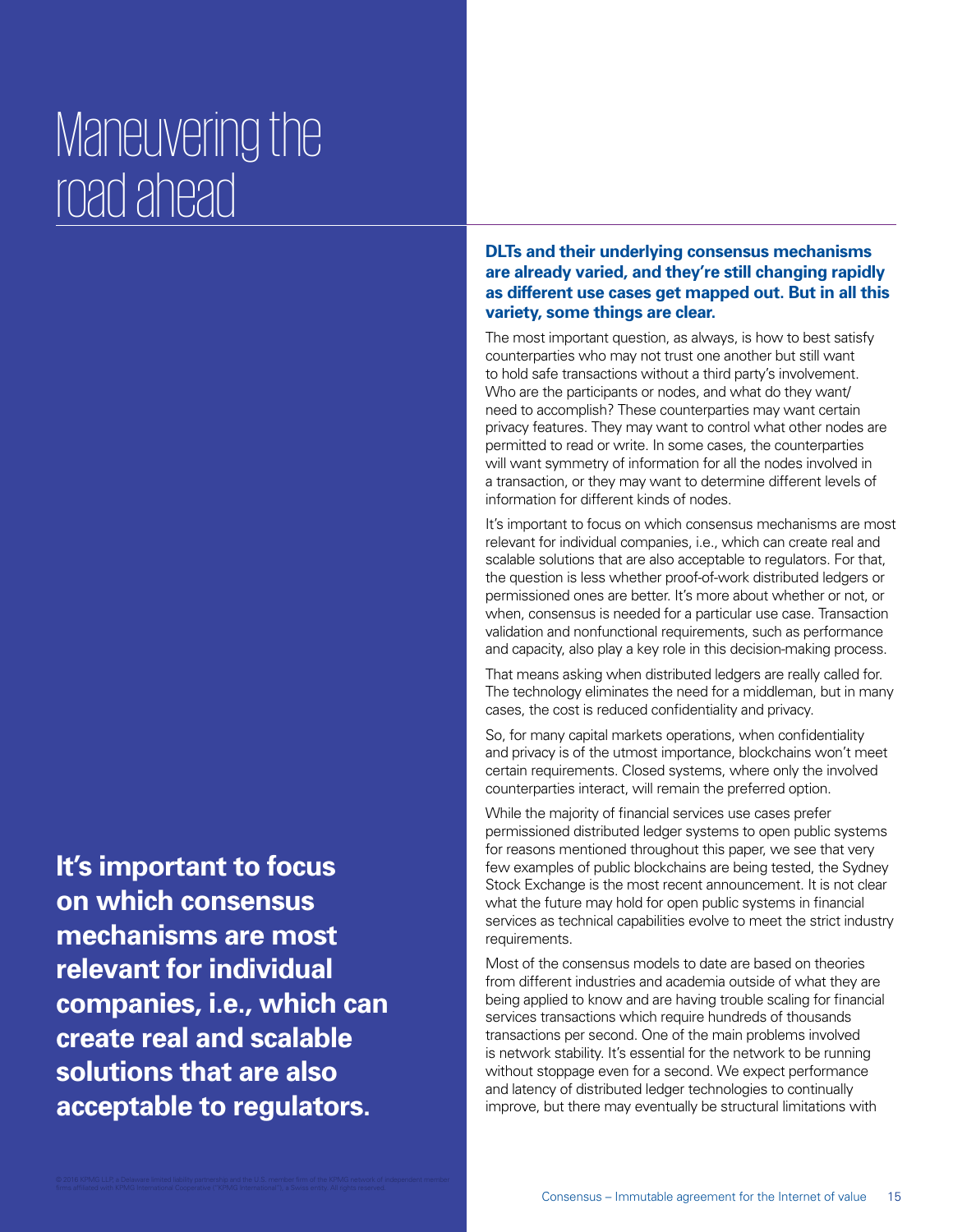# Maneuvering the road ahead

**It's important to focus on which consensus mechanisms are most relevant for individual companies, i.e., which can create real and scalable solutions that are also acceptable to regulators.**

**DLTs and their underlying consensus mechanisms are already varied, and they're still changing rapidly as different use cases get mapped out. But in all this variety, some things are clear.**

The most important question, as always, is how to best satisfy counterparties who may not trust one another but still want to hold safe transactions without a third party's involvement. Who are the participants or nodes, and what do they want/need to accomplish? These counterparties may want certain privacy features. They may want to control what other nodes are permitted to read or write. In some cases, the counterparties will want symmetry of information for all the nodes involved in a transaction, or they may want to determine different levels of information for different kinds of nodes.

It's important to focus on which consensus mechanisms are most relevant for individual companies, i.e., which can create real and scalable solutions that are also acceptable to regulators. For that, the question is less whether proof-of-work distributed ledgers or permissioned ones are better. It's more about whether or not, or when, consensus is needed for a particular use case. Transaction validation and nonfunctional requirements, such as performance and capacity, also play a key role in this decision-making process.

That means asking when distributed ledgers are really called for. The technology eliminates the need for a middleman, but in many cases, the cost is reduced confidentiality and privacy.

So, for many capital markets operations, when confidentiality and privacy is of the utmost importance, blockchains won't meet certain requirements. Closed systems, where only the involved counterparties interact, will remain the preferred option.

While the majority of financial services use cases prefer permissioned distributed ledger systems to open public systems for reasons mentioned throughout this paper, we see that very few examples of public blockchains are being tested, the Sydney Stock Exchange is the most recent announcement. It is not clear what the future may hold for open public systems in financial services as technical capabilities evolve to meet the strict industry requirements.

Most of the consensus models to date are based on theories from different industries and academia outside of what they are being applied to know and are having trouble scaling for financial services transactions which require hundreds of thousands transactions per second. One of the main problems involved is network stability. It's essential for the network to be running without stoppage even for a second. We expect performance and latency of distributed ledger technologies to continually improve, but there may eventually be structural limitations with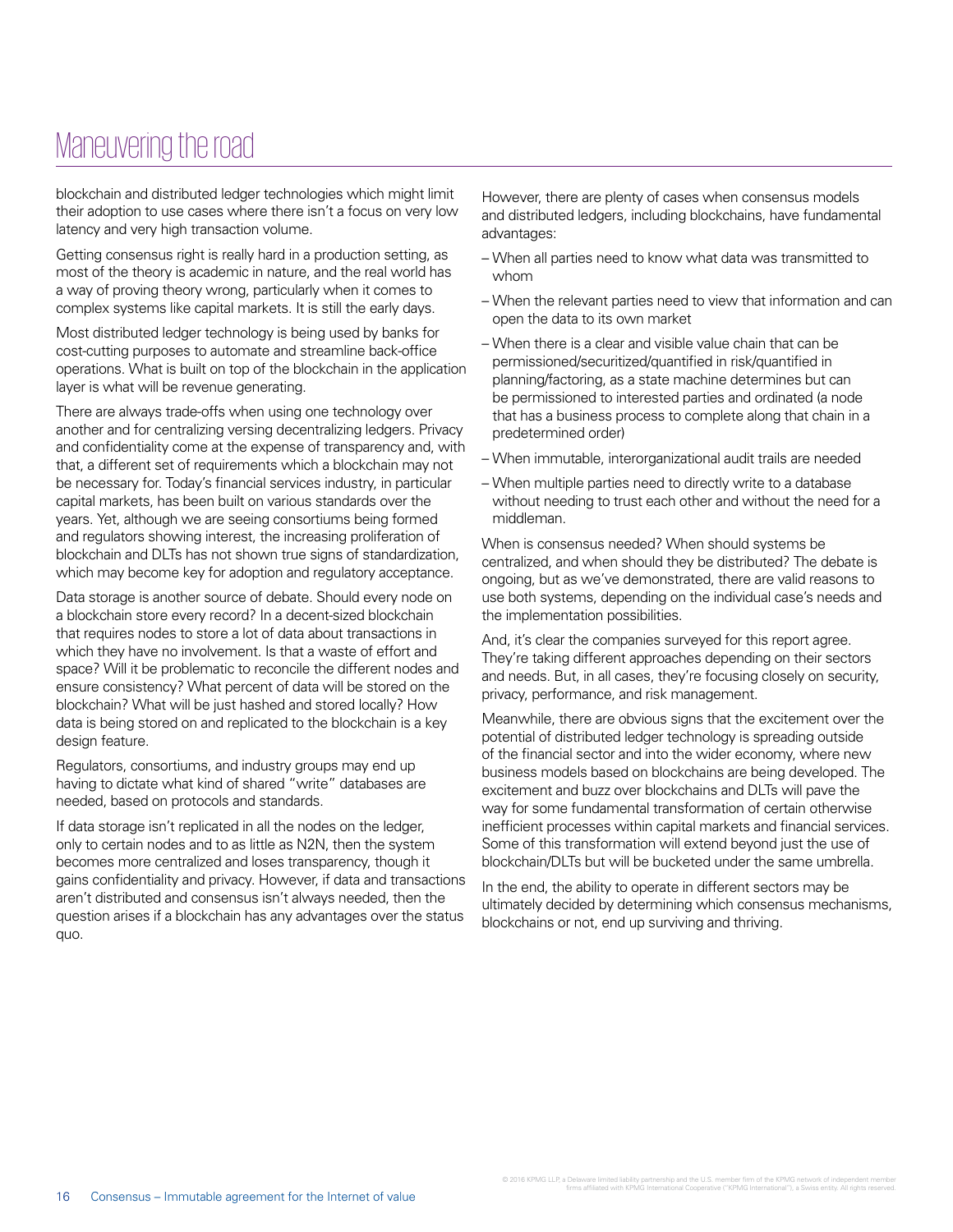# Maneuvering the road

blockchain and distributed ledger technologies which might limit their adoption to use cases where there isn't a focus on very low latency and very high transaction volume.

Getting consensus right is really hard in a production setting, as most of the theory is academic in nature, and the real world has a way of proving theory wrong, particularly when it comes to complex systems like capital markets. It is still the early days.

Most distributed ledger technology is being used by banks for cost-cutting purposes to automate and streamline back-office operations. What is built on top of the blockchain in the application layer is what will be revenue generating.

There are always trade-offs when using one technology over another and for centralizing versing decentralizing ledgers. Privacy and confidentiality come at the expense of transparency and, with that, a different set of requirements which a blockchain may not be necessary for. Today's financial services industry, in particular capital markets, has been built on various standards over the years. Yet, although we are seeing consortiums being formed and regulators showing interest, the increasing proliferation of blockchain and DLTs has not shown true signs of standardization, which may become key for adoption and regulatory acceptance.

Data storage is another source of debate. Should every node on a blockchain store every record? In a decent-sized blockchain that requires nodes to store a lot of data about transactions in which they have no involvement. Is that a waste of effort and space? Will it be problematic to reconcile the different nodes and ensure consistency? What percent of data will be stored on the blockchain? What will be just hashed and stored locally? How data is being stored on and replicated to the blockchain is a key design feature.

Regulators, consortiums, and industry groups may end up having to dictate what kind of shared "write" databases are needed, based on protocols and standards.

If data storage isn't replicated in all the nodes on the ledger, only to certain nodes and to as little as N2N, then the system becomes more centralized and loses transparency, though it gains confidentiality and privacy. However, if data and transactions aren't distributed and consensus isn't always needed, then the question arises if a blockchain has any advantages over the status quo.

However, there are plenty of cases when consensus models and distributed ledgers, including blockchains, have fundamental advantages:

- When all parties need to know what data was transmitted to whom
- When the relevant parties need to view that information and can open the data to its own market
- When there is a clear and visible value chain that can be permissioned/securitized/quantified in risk/quantified in planning/factoring, as a state machine determines but can be permissioned to interested parties and ordinated (a node that has a business process to complete along that chain in a predetermined order)
- When immutable, interorganizational audit trails are needed
- When multiple parties need to directly write to a database without needing to trust each other and without the need for a middleman.

When is consensus needed? When should systems be centralized, and when should they be distributed? The debate is ongoing, but as we've demonstrated, there are valid reasons to use both systems, depending on the individual case's needs and the implementation possibilities.

And, it's clear the companies surveyed for this report agree. They're taking different approaches depending on their sectors and needs. But, in all cases, they're focusing closely on security, privacy, performance, and risk management.

Meanwhile, there are obvious signs that the excitement over the potential of distributed ledger technology is spreading outside of the financial sector and into the wider economy, where new business models based on blockchains are being developed. The excitement and buzz over blockchains and DLTs will pave the way for some fundamental transformation of certain otherwise inefficient processes within capital markets and financial services. Some of this transformation will extend beyond just the use of blockchain/DLTs but will be bucketed under the same umbrella.

In the end, the ability to operate in different sectors may be ultimately decided by determining which consensus mechanisms, blockchains or not, end up surviving and thriving.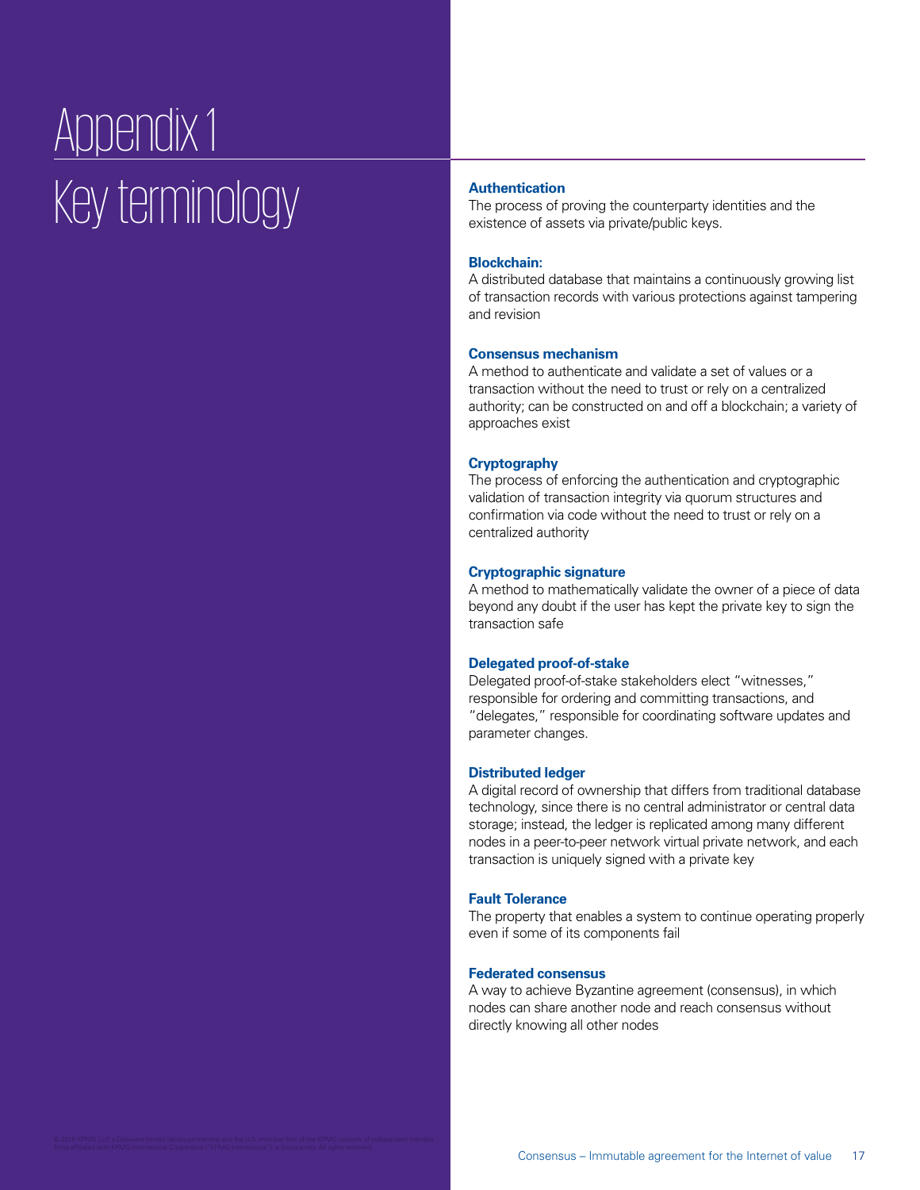# Appendix 1

## Key terminology

**Authentication**
The process of proving the counterparty identities and the existence of assets via private/public keys.

**Blockchain:**
A distributed database that maintains a continuously growing list of transaction records with various protections against tampering and revision

**Consensus mechanism**
A method to authenticate and validate a set of values or a transaction without the need to trust or rely on a centralized authority; can be constructed on and off a blockchain; a variety of approaches exist

**Cryptography**
The process of enforcing the authentication and cryptographic validation of transaction integrity via quorum structures and confirmation via code without the need to trust or rely on a centralized authority

**Cryptographic signature**
A method to mathematically validate the owner of a piece of data beyond any doubt if the user has kept the private key to sign the transaction safe

**Delegated proof-of-stake**
Delegated proof-of-stake stakeholders elect "witnesses," responsible for ordering and committing transactions, and "delegates," responsible for coordinating software updates and parameter changes.

**Distributed ledger**
A digital record of ownership that differs from traditional database technology, since there is no central administrator or central data storage; instead, the ledger is replicated among many different nodes in a peer-to-peer network virtual private network, and each transaction is uniquely signed with a private key

**Fault Tolerance**
The property that enables a system to continue operating properly even if some of its components fail

**Federated consensus**
A way to achieve Byzantine agreement (consensus), in which nodes can share another node and reach consensus without directly knowing all other nodes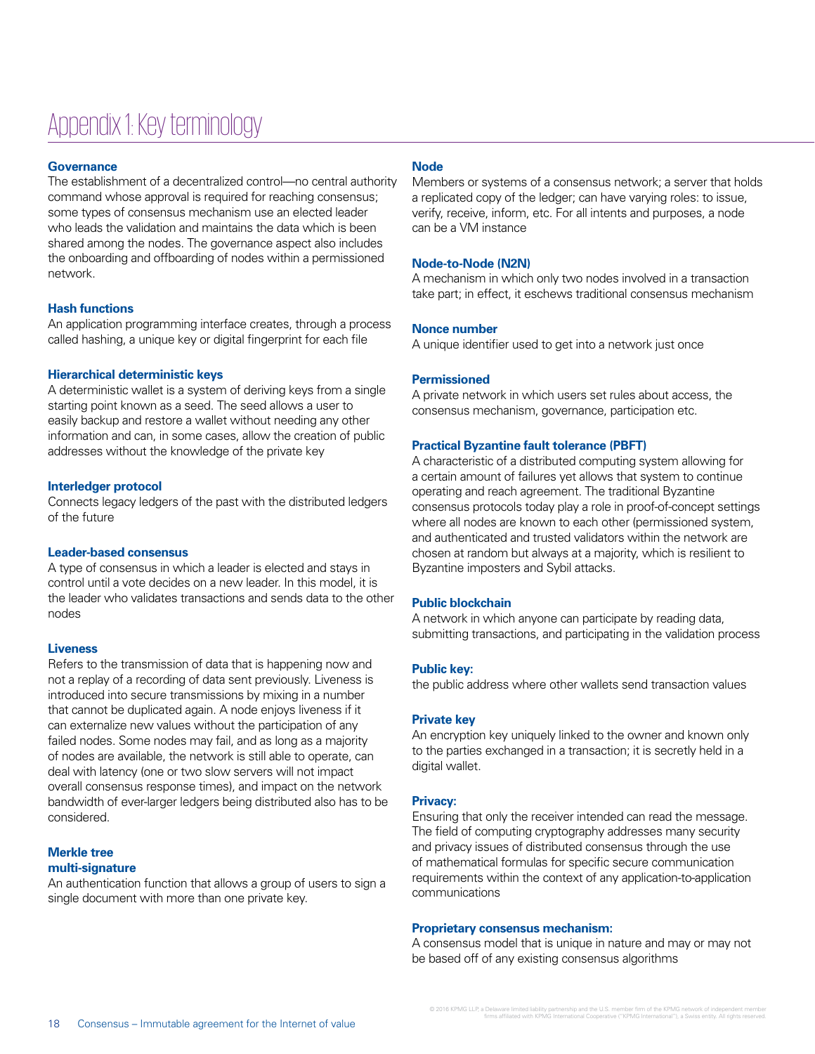# Appendix 1: Key terminology

**Governance**
The establishment of a decentralized control—no central authority command whose approval is required for reaching consensus; some types of consensus mechanism use an elected leader who leads the validation and maintains the data which is been shared among the nodes. The governance aspect also includes the onboarding and offboarding of nodes within a permissioned network.

**Hash functions**
An application programming interface creates, through a process called hashing, a unique key or digital fingerprint for each file

**Hierarchical deterministic keys**
A deterministic wallet is a system of deriving keys from a single starting point known as a seed. The seed allows a user to easily backup and restore a wallet without needing any other information and can, in some cases, allow the creation of public addresses without the knowledge of the private key

**Interledger protocol**
Connects legacy ledgers of the past with the distributed ledgers of the future

**Leader-based consensus**
A type of consensus in which a leader is elected and stays in control until a vote decides on a new leader. In this model, it is the leader who validates transactions and sends data to the other nodes

**Liveness**
Refers to the transmission of data that is happening now and not a replay of a recording of data sent previously. Liveness is introduced into secure transmissions by mixing in a number that cannot be duplicated again. A node enjoys liveness if it can externalize new values without the participation of any failed nodes. Some nodes may fail, and as long as a majority of nodes are available, the network is still able to operate, can deal with latency (one or two slow servers will not impact overall consensus response times), and impact on the network bandwidth of ever-larger ledgers being distributed also has to be considered.

**Merkle tree**
**multi-signature**
An authentication function that allows a group of users to sign a single document with more than one private key.

**Node**
Members or systems of a consensus network; a server that holds a replicated copy of the ledger; can have varying roles: to issue, verify, receive, inform, etc. For all intents and purposes, a node can be a VM instance

**Node-to-Node (N2N)**
A mechanism in which only two nodes involved in a transaction take part; in effect, it eschews traditional consensus mechanism

**Nonce number**
A unique identifier used to get into a network just once

**Permissioned**
A private network in which users set rules about access, the consensus mechanism, governance, participation etc.

**Practical Byzantine fault tolerance (PBFT)**
A characteristic of a distributed computing system allowing for a certain amount of failures yet allows that system to continue operating and reach agreement. The traditional Byzantine consensus protocols today play a role in proof-of-concept settings where all nodes are known to each other (permissioned system, and authenticated and trusted validators within the network are chosen at random but always at a majority, which is resilient to Byzantine imposters and Sybil attacks.

**Public blockchain**
A network in which anyone can participate by reading data, submitting transactions, and participating in the validation process

**Public key:**
the public address where other wallets send transaction values

**Private key**
An encryption key uniquely linked to the owner and known only to the parties exchanged in a transaction; it is secretly held in a digital wallet.

**Privacy:**
Ensuring that only the receiver intended can read the message. The field of computing cryptography addresses many security and privacy issues of distributed consensus through the use of mathematical formulas for specific secure communication requirements within the context of any application-to-application communications

**Proprietary consensus mechanism:**
A consensus model that is unique in nature and may or may not be based off of any existing consensus algorithms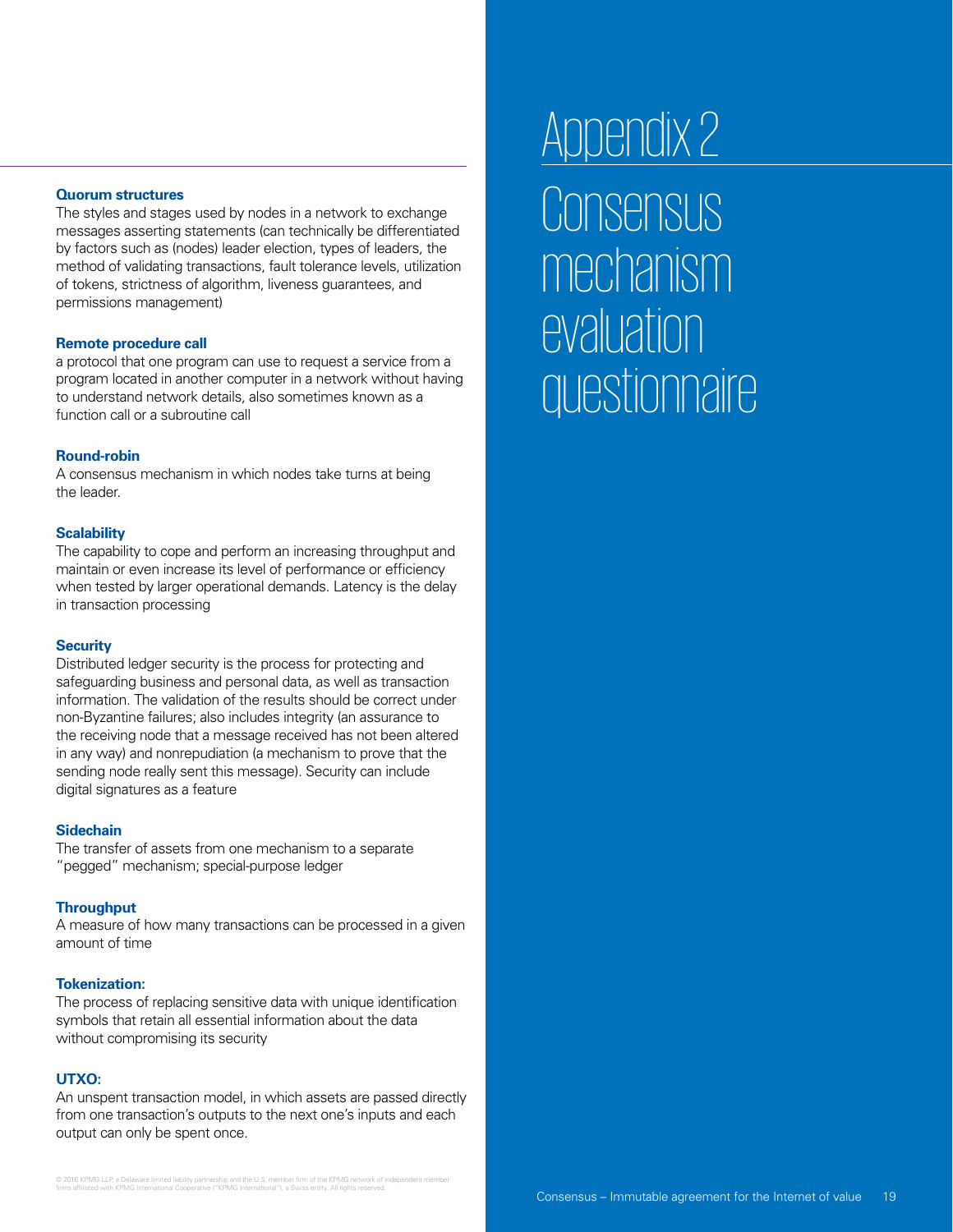**Quorum structures**
The styles and stages used by nodes in a network to exchange messages asserting statements (can technically be differentiated by factors such as (nodes) leader election, types of leaders, the method of validating transactions, fault tolerance levels, utilization of tokens, strictness of algorithm, liveness guarantees, and permissions management)

**Remote procedure call**
a protocol that one program can use to request a service from a program located in another computer in a network without having to understand network details, also sometimes known as a function call or a subroutine call

**Round-robin**
A consensus mechanism in which nodes take turns at being the leader.

**Scalability**
The capability to cope and perform an increasing throughput and maintain or even increase its level of performance or efficiency when tested by larger operational demands. Latency is the delay in transaction processing

**Security**
Distributed ledger security is the process for protecting and safeguarding business and personal data, as well as transaction information. The validation of the results should be correct under non-Byzantine failures; also includes integrity (an assurance to the receiving node that a message received has not been altered in any way) and nonrepudiation (a mechanism to prove that the sending node really sent this message). Security can include digital signatures as a feature

**Sidechain**
The transfer of assets from one mechanism to a separate "pegged" mechanism; special-purpose ledger

**Throughput**
A measure of how many transactions can be processed in a given amount of time

**Tokenization:**
The process of replacing sensitive data with unique identification symbols that retain all essential information about the data without compromising its security

**UTXO**:
An unspent transaction model, in which assets are passed directly from one transaction's outputs to the next one's inputs and each output can only be spent once.

# Appendix 2

## Consensus mechanism evaluation questionnaire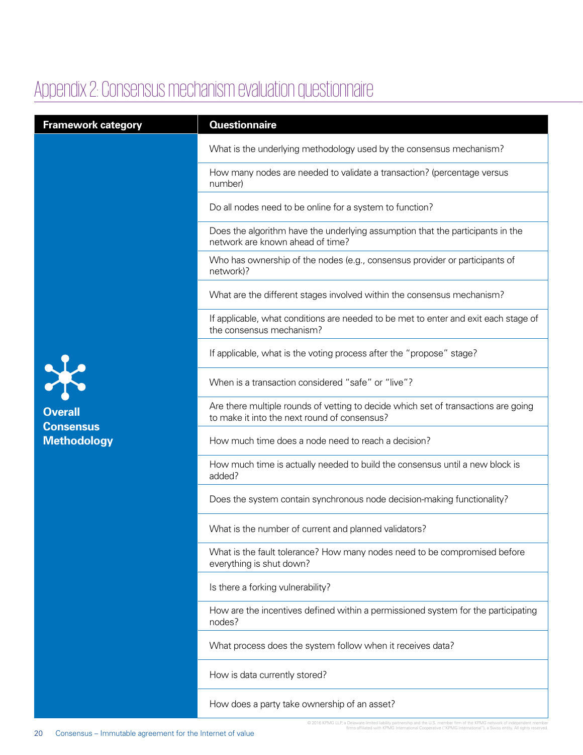# Appendix 2: Consensus mechanism evaluation questionnaire

| Framework category | Questionnaire |
|---|---|
| Overall Consensus Methodology | What is the underlying methodology used by the consensus mechanism? |
| | How many nodes are needed to validate a transaction? (percentage versus number) |
| | Do all nodes need to be online for a system to function? |
| | Does the algorithm have the underlying assumption that the participants in the network are known ahead of time? |
| | Who has ownership of the nodes (e.g., consensus provider or participants of network)? |
| | What are the different stages involved within the consensus mechanism? |
| | If applicable, what conditions are needed to be met to enter and exit each stage of the consensus mechanism? |
| | If applicable, what is the voting process after the "propose" stage? |
| | When is a transaction considered "safe" or "live"? |
| | Are there multiple rounds of vetting to decide which set of transactions are going to make it into the next round of consensus? |
| | How much time does a node need to reach a decision? |
| | How much time is actually needed to build the consensus until a new block is added? |
| | Does the system contain synchronous node decision-making functionality? |
| | What is the number of current and planned validators? |
| | What is the fault tolerance? How many nodes need to be compromised before everything is shut down? |
| | Is there a forking vulnerability? |
| | How are the incentives defined within a permissioned system for the participating nodes? |
| | What process does the system follow when it receives data? |
| | How is data currently stored? |
| | How does a party take ownership of an asset? |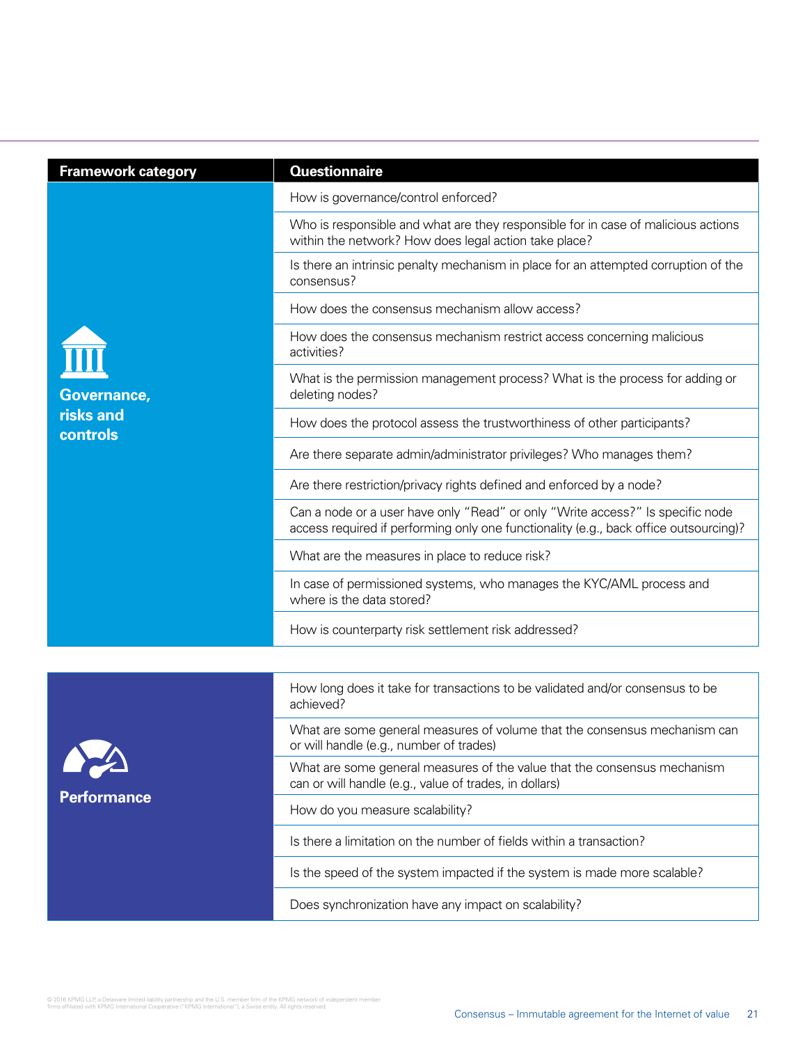| Framework category | Questionnaire |
|---|---|
| **Governance, risks and controls** | How is governance/control enforced? |
| | Who is responsible and what are they responsible for in case of malicious actions within the network? How does legal action take place? |
| | Is there an intrinsic penalty mechanism in place for an attempted corruption of the consensus? |
| | How does the consensus mechanism allow access? |
| | How does the consensus mechanism restrict access concerning malicious activities? |
| | What is the permission management process? What is the process for adding or deleting nodes? |
| | How does the protocol assess the trustworthiness of other participants? |
| | Are there separate admin/administrator privileges? Who manages them? |
| | Are there restriction/privacy rights defined and enforced by a node? |
| | Can a node or a user have only "Read" or only "Write access?" Is specific node access required if performing only one functionality (e.g., back office outsourcing)? |
| | What are the measures in place to reduce risk? |
| | In case of permissioned systems, who manages the KYC/AML process and where is the data stored? |
| | How is counterparty risk settlement risk addressed? |
| **Performance** | How long does it take for transactions to be validated and/or consensus to be achieved? |
| | What are some general measures of volume that the consensus mechanism can or will handle (e.g., number of trades) |
| | What are some general measures of the value that the consensus mechanism can or will handle (e.g., value of trades, in dollars) |
| | How do you measure scalability? |
| | Is there a limitation on the number of fields within a transaction? |
| | Is the speed of the system impacted if the system is made more scalable? |
| | Does synchronization have any impact on scalability? |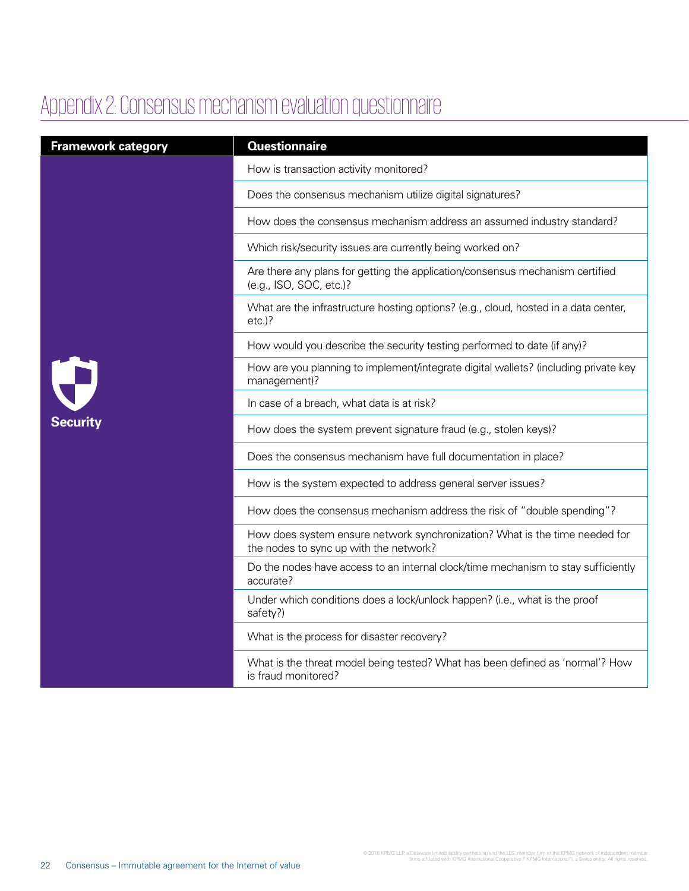# Appendix 2: Consensus mechanism evaluation questionnaire

| Framework category | Questionnaire |
| --- | --- |
| Security | How is transaction activity monitored? |
| | Does the consensus mechanism utilize digital signatures? |
| | How does the consensus mechanism address an assumed industry standard? |
| | Which risk/security issues are currently being worked on? |
| | Are there any plans for getting the application/consensus mechanism certified (e.g., ISO, SOC, etc.)? |
| | What are the infrastructure hosting options? (e.g., cloud, hosted in a data center, etc.)? |
| | How would you describe the security testing performed to date (if any)? |
| | How are you planning to implement/integrate digital wallets? (including private key management)? |
| | In case of a breach, what data is at risk? |
| | How does the system prevent signature fraud (e.g., stolen keys)? |
| | Does the consensus mechanism have full documentation in place? |
| | How is the system expected to address general server issues? |
| | How does the consensus mechanism address the risk of "double spending"? |
| | How does system ensure network synchronization? What is the time needed for the nodes to sync up with the network? |
| | Do the nodes have access to an internal clock/time mechanism to stay sufficiently accurate? |
| | Under which conditions does a lock/unlock happen? (i.e., what is the proof safety?) |
| | What is the process for disaster recovery? |
| | What is the threat model being tested? What has been defined as 'normal'? How is fraud monitored? |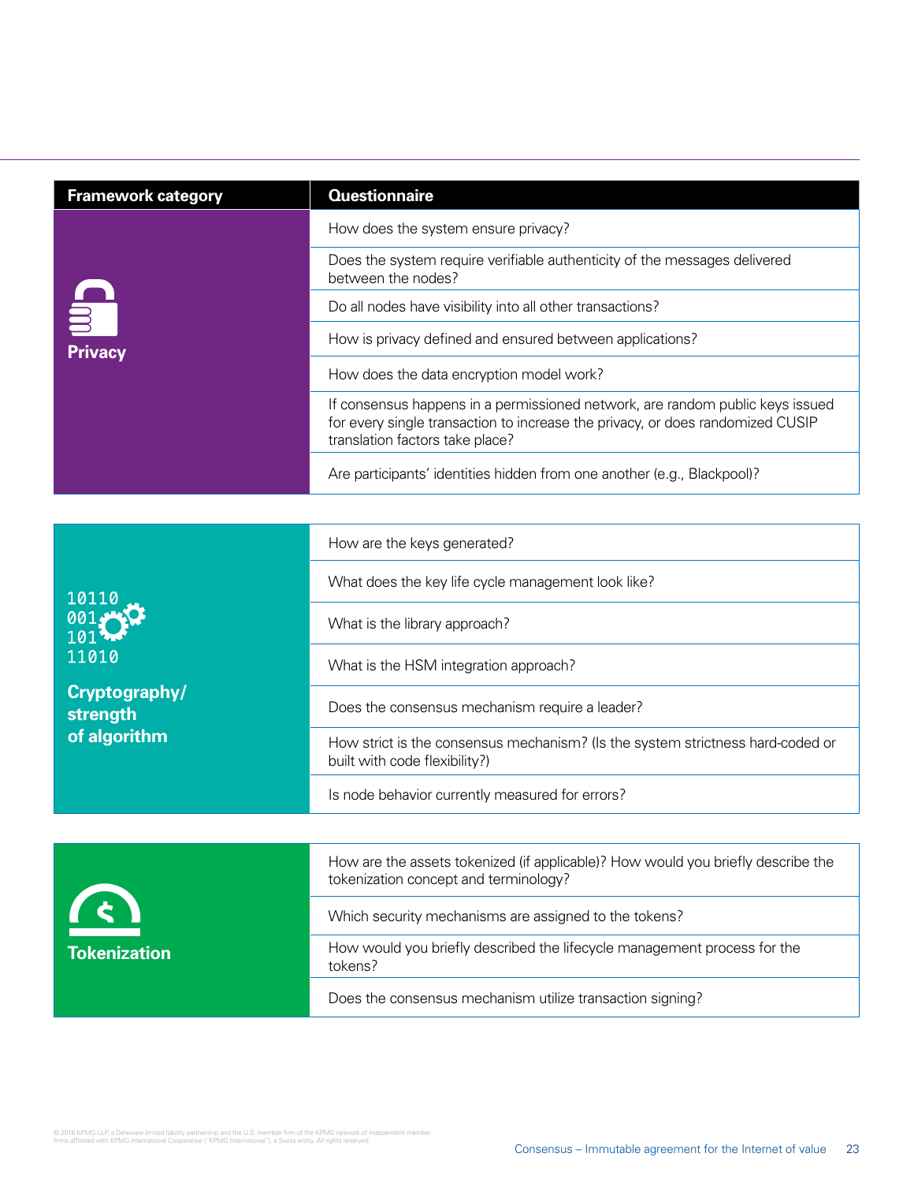| Framework category | Questionnaire |
|---|---|
| **Privacy** | How does the system ensure privacy? |
| | Does the system require verifiable authenticity of the messages delivered between the nodes? |
| | Do all nodes have visibility into all other transactions? |
| | How is privacy defined and ensured between applications? |
| | How does the data encryption model work? |
| | If consensus happens in a permissioned network, are random public keys issued for every single transaction to increase the privacy, or does randomized CUSIP translation factors take place? |
| | Are participants' identities hidden from one another (e.g., Blackpool)? |
| **Cryptography/ strength of algorithm** | How are the keys generated? |
| | What does the key life cycle management look like? |
| | What is the library approach? |
| | What is the HSM integration approach? |
| | Does the consensus mechanism require a leader? |
| | How strict is the consensus mechanism? (Is the system strictness hard-coded or built with code flexibility?) |
| | Is node behavior currently measured for errors? |
| **Tokenization** | How are the assets tokenized (if applicable)? How would you briefly describe the tokenization concept and terminology? |
| | Which security mechanisms are assigned to the tokens? |
| | How would you briefly described the lifecycle management process for the tokens? |
| | Does the consensus mechanism utilize transaction signing? |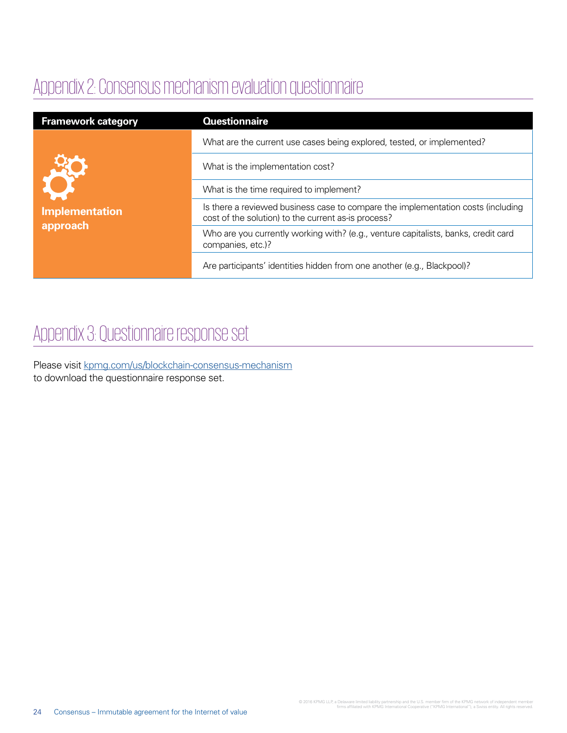## Appendix 2: Consensus mechanism evaluation questionnaire

| Framework category | Questionnaire |
|---|---|
| **Implementation approach** | What are the current use cases being explored, tested, or implemented? |
| | What is the implementation cost? |
| | What is the time required to implement? |
| | Is there a reviewed business case to compare the implementation costs (including cost of the solution) to the current as-is process? |
| | Who are you currently working with? (e.g., venture capitalists, banks, credit card companies, etc.)? |
| | Are participants' identities hidden from one another (e.g., Blackpool)? |

## Appendix 3: Questionnaire response set

Please visit kpmg.com/us/blockchain-consensus-mechanism
to download the questionnaire response set.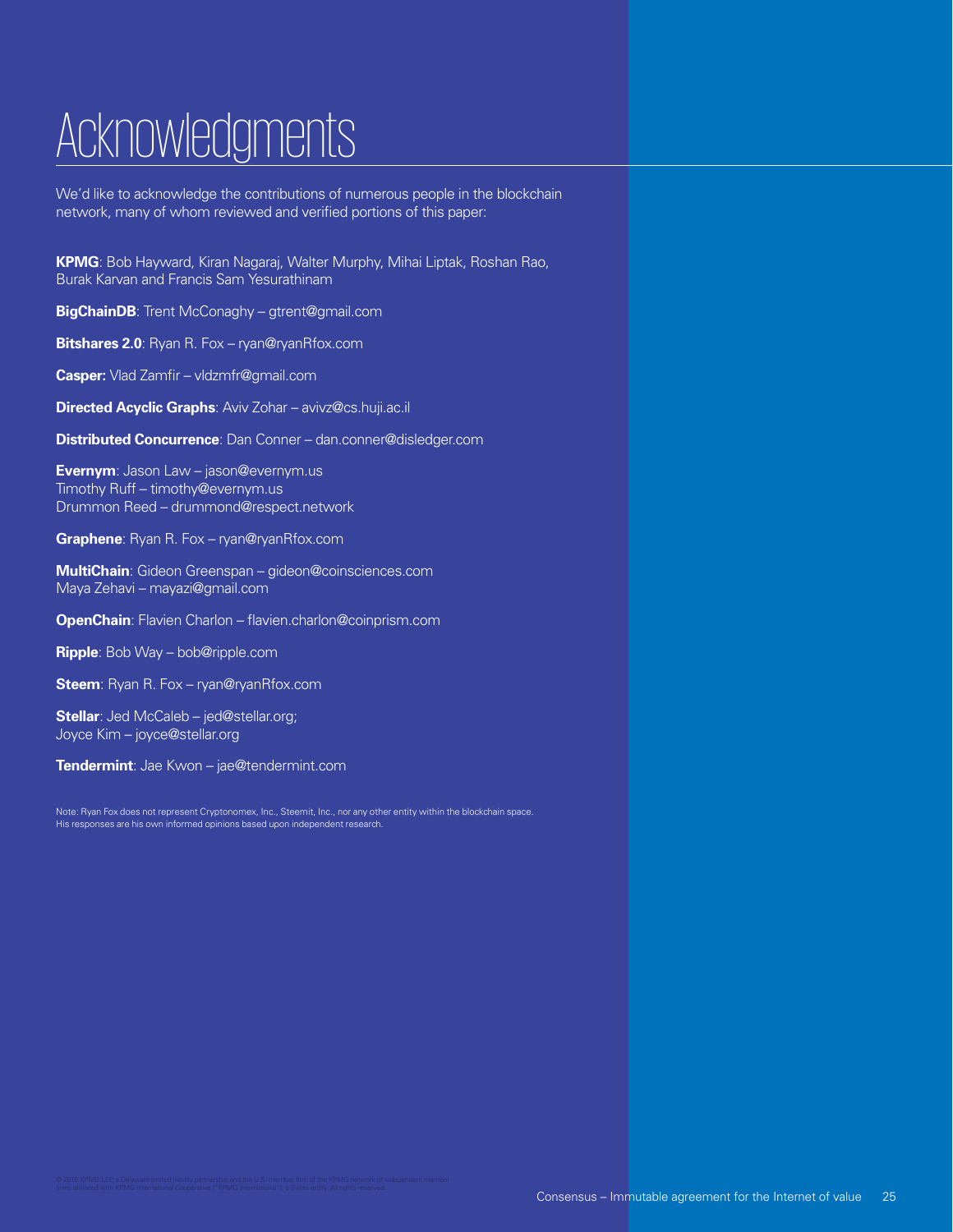# Acknowledgments

We'd like to acknowledge the contributions of numerous people in the blockchain network, many of whom reviewed and verified portions of this paper:

**KPMG**: Bob Hayward, Kiran Nagaraj, Walter Murphy, Mihai Liptak, Roshan Rao, Burak Karvan and Francis Sam Yesurathinam

**BigChainDB**: Trent McConaghy – gtrent@gmail.com

**Bitshares 2.0**: Ryan R. Fox – ryan@ryanRfox.com

**Casper:** Vlad Zamfir – vldzmfr@gmail.com

**Directed Acyclic Graphs**: Aviv Zohar – avivz@cs.huji.ac.il

**Distributed Concurrence**: Dan Conner – dan.conner@disledger.com

**Evernym**: Jason Law – jason@evernym.us
Timothy Ruff – timothy@evernym.us
Drummon Reed – drummond@respect.network

**Graphene**: Ryan R. Fox – ryan@ryanRfox.com

**MultiChain**: Gideon Greenspan – gideon@coinsciences.com
Maya Zehavi – mayazi@gmail.com

**OpenChain**: Flavien Charlon – flavien.charlon@coinprism.com

**Ripple**: Bob Way – bob@ripple.com

**Steem**: Ryan R. Fox – ryan@ryanRfox.com

**Stellar**: Jed McCaleb – jed@stellar.org;
Joyce Kim – joyce@stellar.org

**Tendermint**: Jae Kwon – jae@tendermint.com

Note: Ryan Fox does not represent Cryptonomex, Inc., Steemit, Inc., nor any other entity within the blockchain space. His responses are his own informed opinions based upon independent research.

© 2016 KPMG LLP, a Delaware limited liability partnership and the U.S. member firm of the KPMG network of independent member firms affiliated with KPMG International Cooperative ("KPMG International"), a Swiss entity. All rights reserved.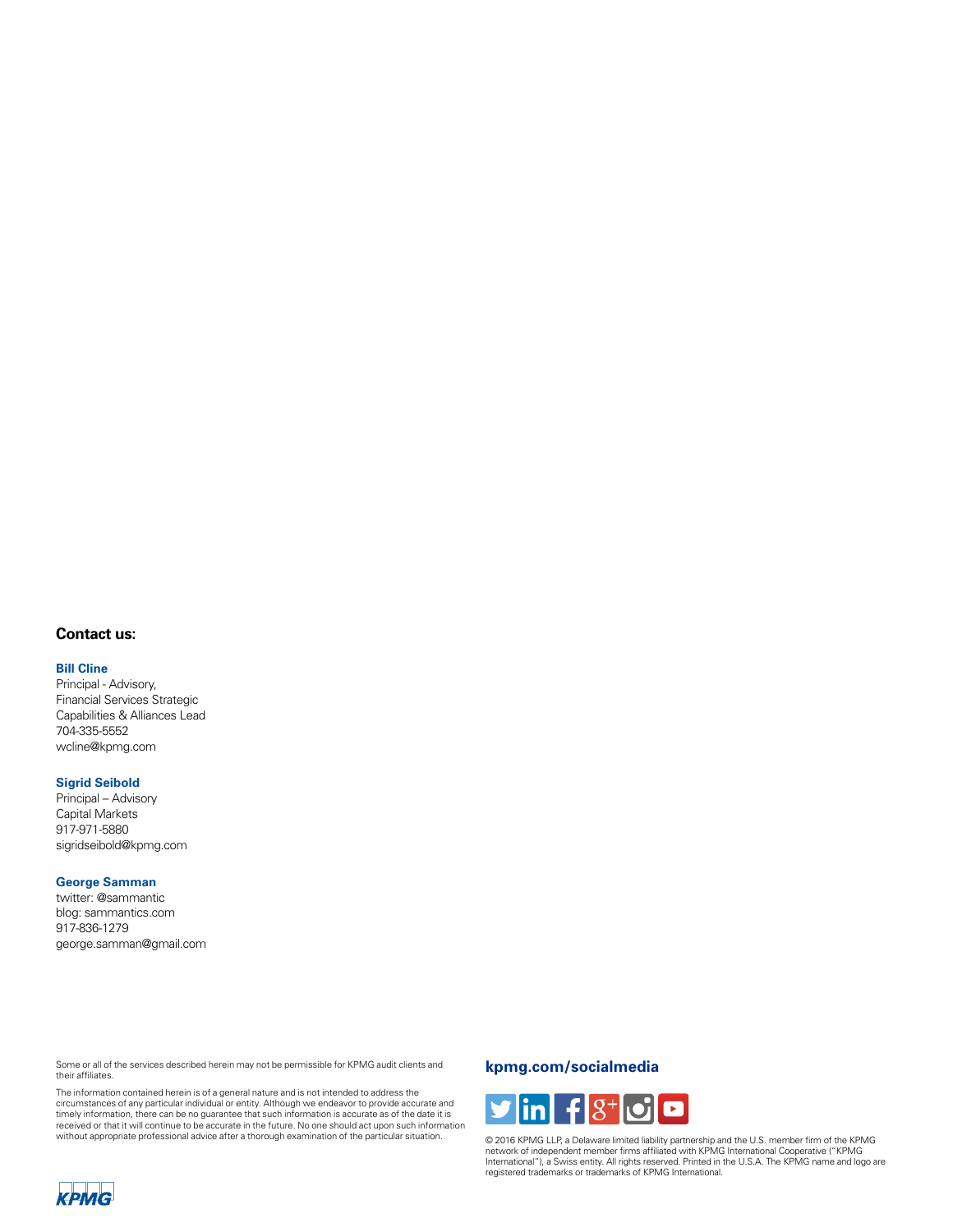## Contact us:

**Bill Cline**
Principal - Advisory,
Financial Services Strategic
Capabilities & Alliances Lead
704-335-5552
wcline@kpmg.com

**Sigrid Seibold**
Principal – Advisory
Capital Markets
917-971-5880
sigridseibold@kpmg.com

**George Samman**
twitter: @sammantic
blog: sammantics.com
917-836-1279
george.samman@gmail.com

Some or all of the services described herein may not be permissible for KPMG audit clients and their affiliates.

The information contained herein is of a general nature and is not intended to address the circumstances of any particular individual or entity. Although we endeavor to provide accurate and timely information, there can be no guarantee that such information is accurate as of the date it is received or that it will continue to be accurate in the future. No one should act upon such information without appropriate professional advice after a thorough examination of the particular situation.

**kpmg.com/socialmedia**

© 2016 KPMG LLP, a Delaware limited liability partnership and the U.S. member firm of the KPMG network of independent member firms affiliated with KPMG International Cooperative ("KPMG International"), a Swiss entity. All rights reserved. Printed in the U.S.A. The KPMG name and logo are registered trademarks or trademarks of KPMG International.